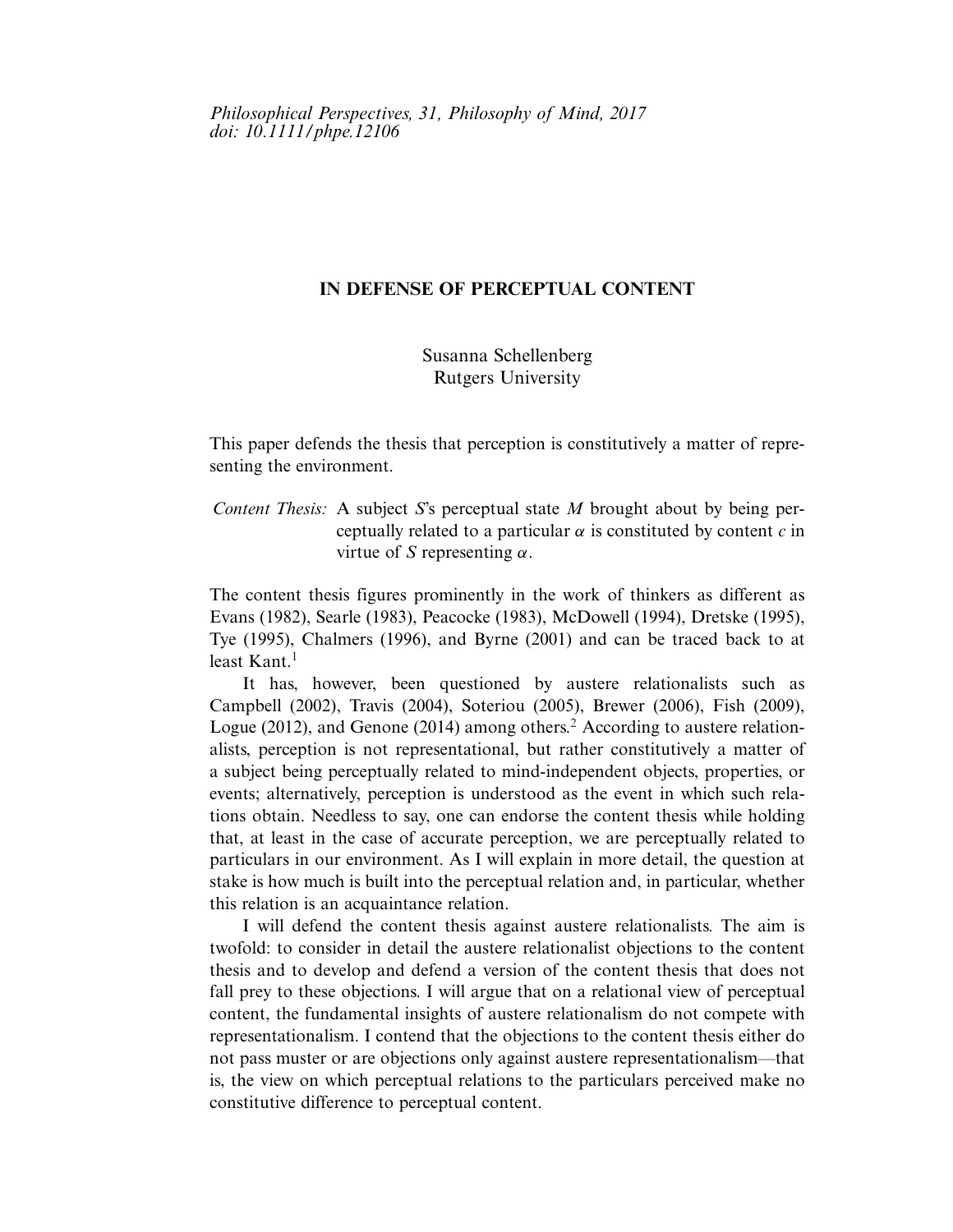*Philosophical Perspectives, 31, Philosophy of Mind, 2017*
*doi: 10.1111/phpe.12106*

# IN DEFENSE OF PERCEPTUAL CONTENT

Susanna Schellenberg
Rutgers University

This paper defends the thesis that perception is constitutively a matter of representing the environment.

*Content Thesis:* A subject *S*'s perceptual state *M* brought about by being perceptually related to a particular $\alpha$ is constituted by content *c* in virtue of *S* representing $\alpha$.

The content thesis figures prominently in the work of thinkers as different as Evans (1982), Searle (1983), Peacocke (1983), McDowell (1994), Dretske (1995), Tye (1995), Chalmers (1996), and Byrne (2001) and can be traced back to at least Kant.[1]

It has, however, been questioned by austere relationalists such as Campbell (2002), Travis (2004), Soteriou (2005), Brewer (2006), Fish (2009), Logue (2012), and Genone (2014) among others.[2] According to austere relationalists, perception is not representational, but rather constitutively a matter of a subject being perceptually related to mind-independent objects, properties, or events; alternatively, perception is understood as the event in which such relations obtain. Needless to say, one can endorse the content thesis while holding that, at least in the case of accurate perception, we are perceptually related to particulars in our environment. As I will explain in more detail, the question at stake is how much is built into the perceptual relation and, in particular, whether this relation is an acquaintance relation.

I will defend the content thesis against austere relationalists. The aim is twofold: to consider in detail the austere relationalist objections to the content thesis and to develop and defend a version of the content thesis that does not fall prey to these objections. I will argue that on a relational view of perceptual content, the fundamental insights of austere relationalism do not compete with representationalism. I contend that the objections to the content thesis either do not pass muster or are objections only against austere representationalism—that is, the view on which perceptual relations to the particulars perceived make no constitutive difference to perceptual content.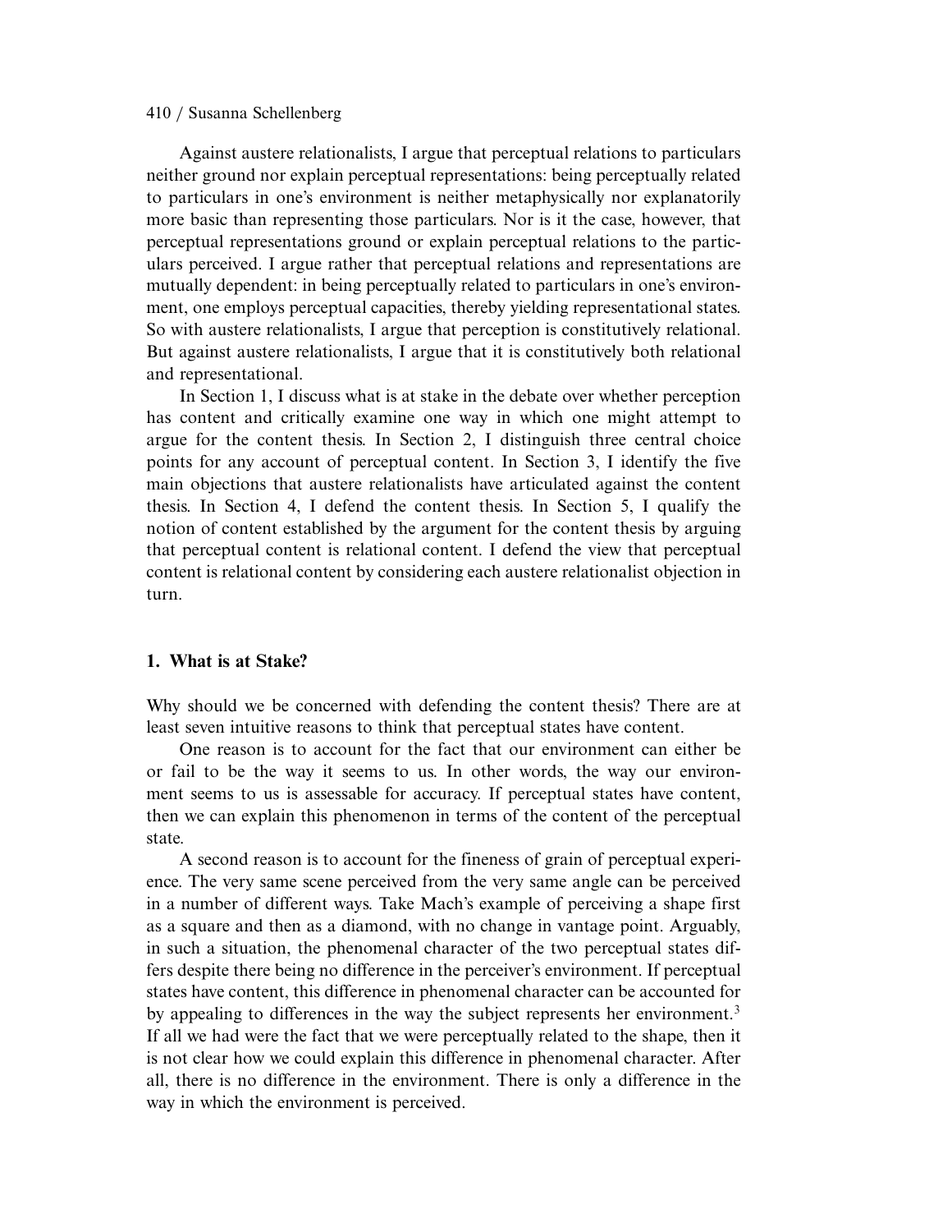Against austere relationalists, I argue that perceptual relations to particulars neither ground nor explain perceptual representations: being perceptually related to particulars in one's environment is neither metaphysically nor explanatorily more basic than representing those particulars. Nor is it the case, however, that perceptual representations ground or explain perceptual relations to the particulars perceived. I argue rather that perceptual relations and representations are mutually dependent: in being perceptually related to particulars in one's environment, one employs perceptual capacities, thereby yielding representational states. So with austere relationalists, I argue that perception is constitutively relational. But against austere relationalists, I argue that it is constitutively both relational and representational.

In Section 1, I discuss what is at stake in the debate over whether perception has content and critically examine one way in which one might attempt to argue for the content thesis. In Section 2, I distinguish three central choice points for any account of perceptual content. In Section 3, I identify the five main objections that austere relationalists have articulated against the content thesis. In Section 4, I defend the content thesis. In Section 5, I qualify the notion of content established by the argument for the content thesis by arguing that perceptual content is relational content. I defend the view that perceptual content is relational content by considering each austere relationalist objection in turn.

## 1. What is at Stake?

Why should we be concerned with defending the content thesis? There are at least seven intuitive reasons to think that perceptual states have content.

One reason is to account for the fact that our environment can either be or fail to be the way it seems to us. In other words, the way our environment seems to us is assessable for accuracy. If perceptual states have content, then we can explain this phenomenon in terms of the content of the perceptual state.

A second reason is to account for the fineness of grain of perceptual experience. The very same scene perceived from the very same angle can be perceived in a number of different ways. Take Mach's example of perceiving a shape first as a square and then as a diamond, with no change in vantage point. Arguably, in such a situation, the phenomenal character of the two perceptual states differs despite there being no difference in the perceiver's environment. If perceptual states have content, this difference in phenomenal character can be accounted for by appealing to differences in the way the subject represents her environment.[3] If all we had were the fact that we were perceptually related to the shape, then it is not clear how we could explain this difference in phenomenal character. After all, there is no difference in the environment. There is only a difference in the way in which the environment is perceived.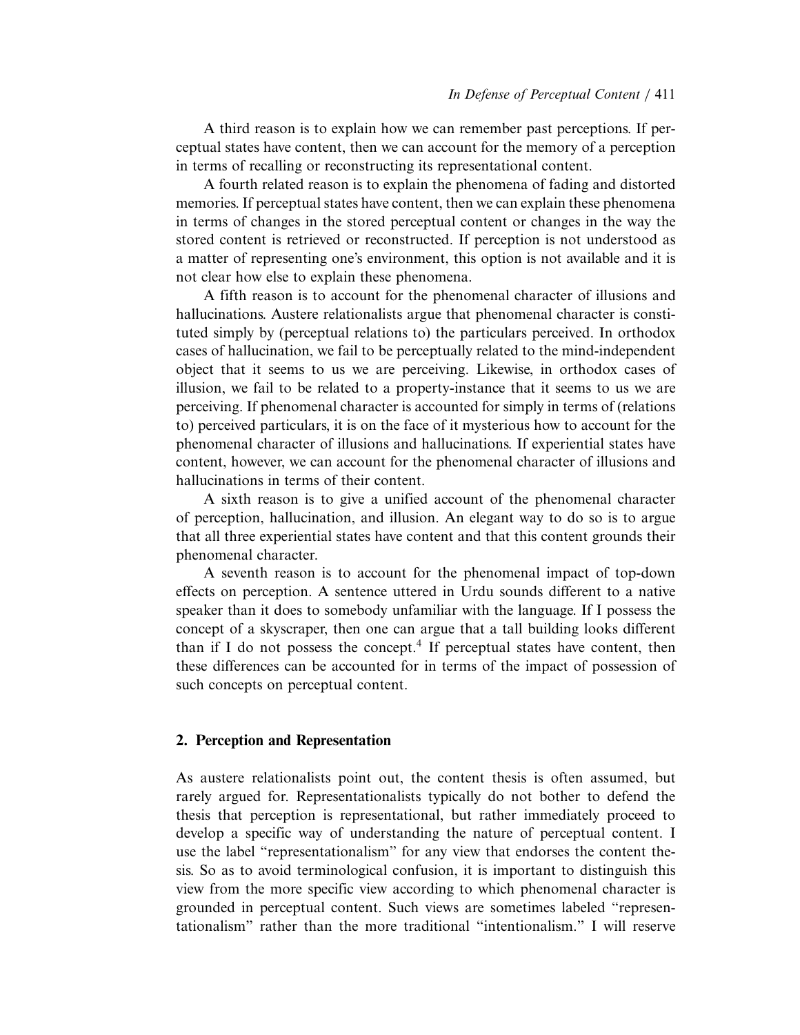A third reason is to explain how we can remember past perceptions. If perceptual states have content, then we can account for the memory of a perception in terms of recalling or reconstructing its representational content.

A fourth related reason is to explain the phenomena of fading and distorted memories. If perceptual states have content, then we can explain these phenomena in terms of changes in the stored perceptual content or changes in the way the stored content is retrieved or reconstructed. If perception is not understood as a matter of representing one's environment, this option is not available and it is not clear how else to explain these phenomena.

A fifth reason is to account for the phenomenal character of illusions and hallucinations. Austere relationalists argue that phenomenal character is constituted simply by (perceptual relations to) the particulars perceived. In orthodox cases of hallucination, we fail to be perceptually related to the mind-independent object that it seems to us we are perceiving. Likewise, in orthodox cases of illusion, we fail to be related to a property-instance that it seems to us we are perceiving. If phenomenal character is accounted for simply in terms of (relations to) perceived particulars, it is on the face of it mysterious how to account for the phenomenal character of illusions and hallucinations. If experiential states have content, however, we can account for the phenomenal character of illusions and hallucinations in terms of their content.

A sixth reason is to give a unified account of the phenomenal character of perception, hallucination, and illusion. An elegant way to do so is to argue that all three experiential states have content and that this content grounds their phenomenal character.

A seventh reason is to account for the phenomenal impact of top-down effects on perception. A sentence uttered in Urdu sounds different to a native speaker than it does to somebody unfamiliar with the language. If I possess the concept of a skyscraper, then one can argue that a tall building looks different than if I do not possess the concept.[4] If perceptual states have content, then these differences can be accounted for in terms of the impact of possession of such concepts on perceptual content.

## 2. Perception and Representation

As austere relationalists point out, the content thesis is often assumed, but rarely argued for. Representationalists typically do not bother to defend the thesis that perception is representational, but rather immediately proceed to develop a specific way of understanding the nature of perceptual content. I use the label "representationalism" for any view that endorses the content thesis. So as to avoid terminological confusion, it is important to distinguish this view from the more specific view according to which phenomenal character is grounded in perceptual content. Such views are sometimes labeled "representationalism" rather than the more traditional "intentionalism." I will reserve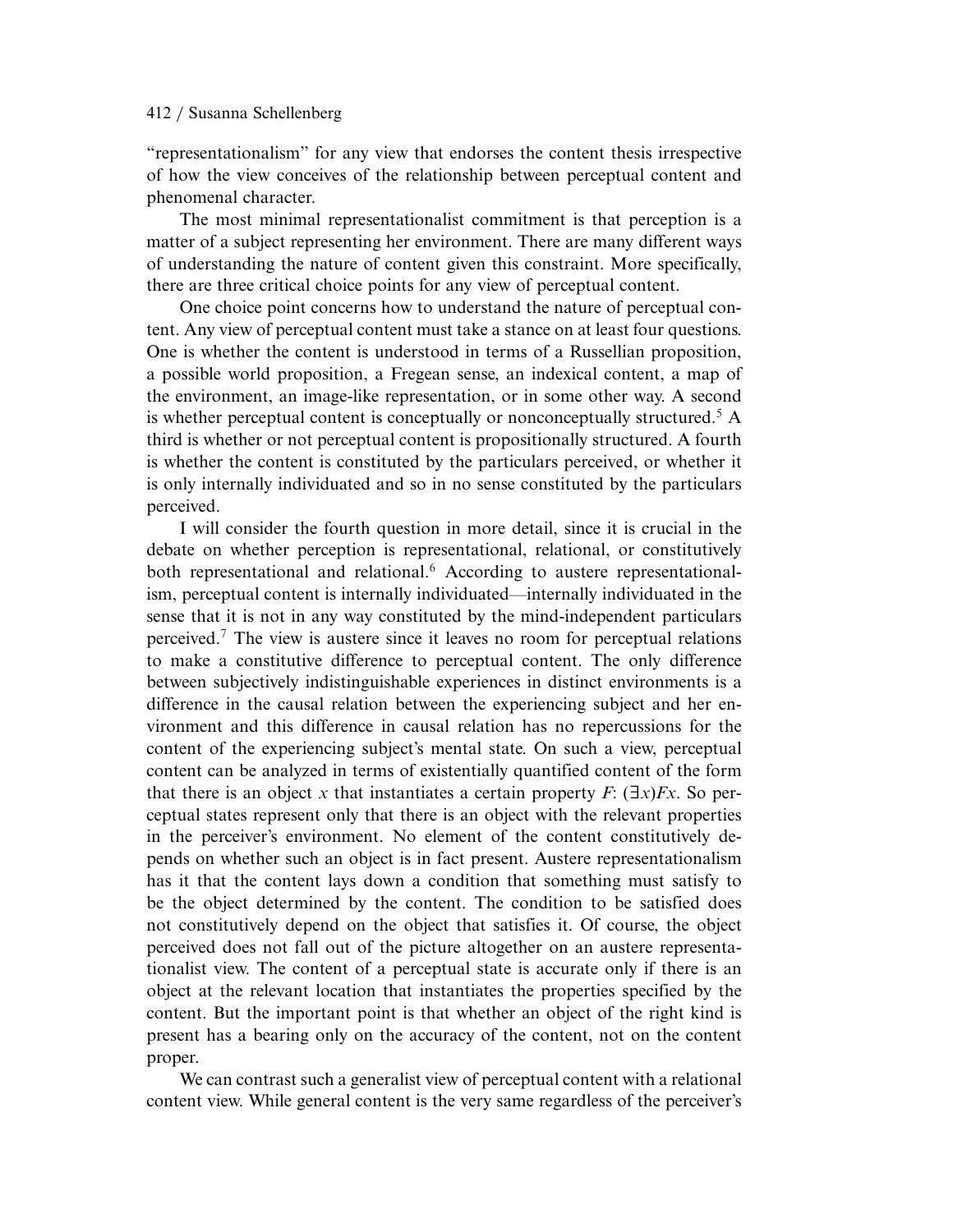"representationalism" for any view that endorses the content thesis irrespective of how the view conceives of the relationship between perceptual content and phenomenal character.

The most minimal representationalist commitment is that perception is a matter of a subject representing her environment. There are many different ways of understanding the nature of content given this constraint. More specifically, there are three critical choice points for any view of perceptual content.

One choice point concerns how to understand the nature of perceptual content. Any view of perceptual content must take a stance on at least four questions. One is whether the content is understood in terms of a Russellian proposition, a possible world proposition, a Fregean sense, an indexical content, a map of the environment, an image-like representation, or in some other way. A second is whether perceptual content is conceptually or nonconceptually structured.[5] A third is whether or not perceptual content is propositionally structured. A fourth is whether the content is constituted by the particulars perceived, or whether it is only internally individuated and so in no sense constituted by the particulars perceived.

I will consider the fourth question in more detail, since it is crucial in the debate on whether perception is representational, relational, or constitutively both representational and relational.[6] According to austere representationalism, perceptual content is internally individuated—internally individuated in the sense that it is not in any way constituted by the mind-independent particulars perceived.[7] The view is austere since it leaves no room for perceptual relations to make a constitutive difference to perceptual content. The only difference between subjectively indistinguishable experiences in distinct environments is a difference in the causal relation between the experiencing subject and her environment and this difference in causal relation has no repercussions for the content of the experiencing subject's mental state. On such a view, perceptual content can be analyzed in terms of existentially quantified content of the form that there is an object $x$ that instantiates a certain property $F$: $(\exists x)Fx$. So perceptual states represent only that there is an object with the relevant properties in the perceiver's environment. No element of the content constitutively depends on whether such an object is in fact present. Austere representationalism has it that the content lays down a condition that something must satisfy to be the object determined by the content. The condition to be satisfied does not constitutively depend on the object that satisfies it. Of course, the object perceived does not fall out of the picture altogether on an austere representationalist view. The content of a perceptual state is accurate only if there is an object at the relevant location that instantiates the properties specified by the content. But the important point is that whether an object of the right kind is present has a bearing only on the accuracy of the content, not on the content proper.

We can contrast such a generalist view of perceptual content with a relational content view. While general content is the very same regardless of the perceiver's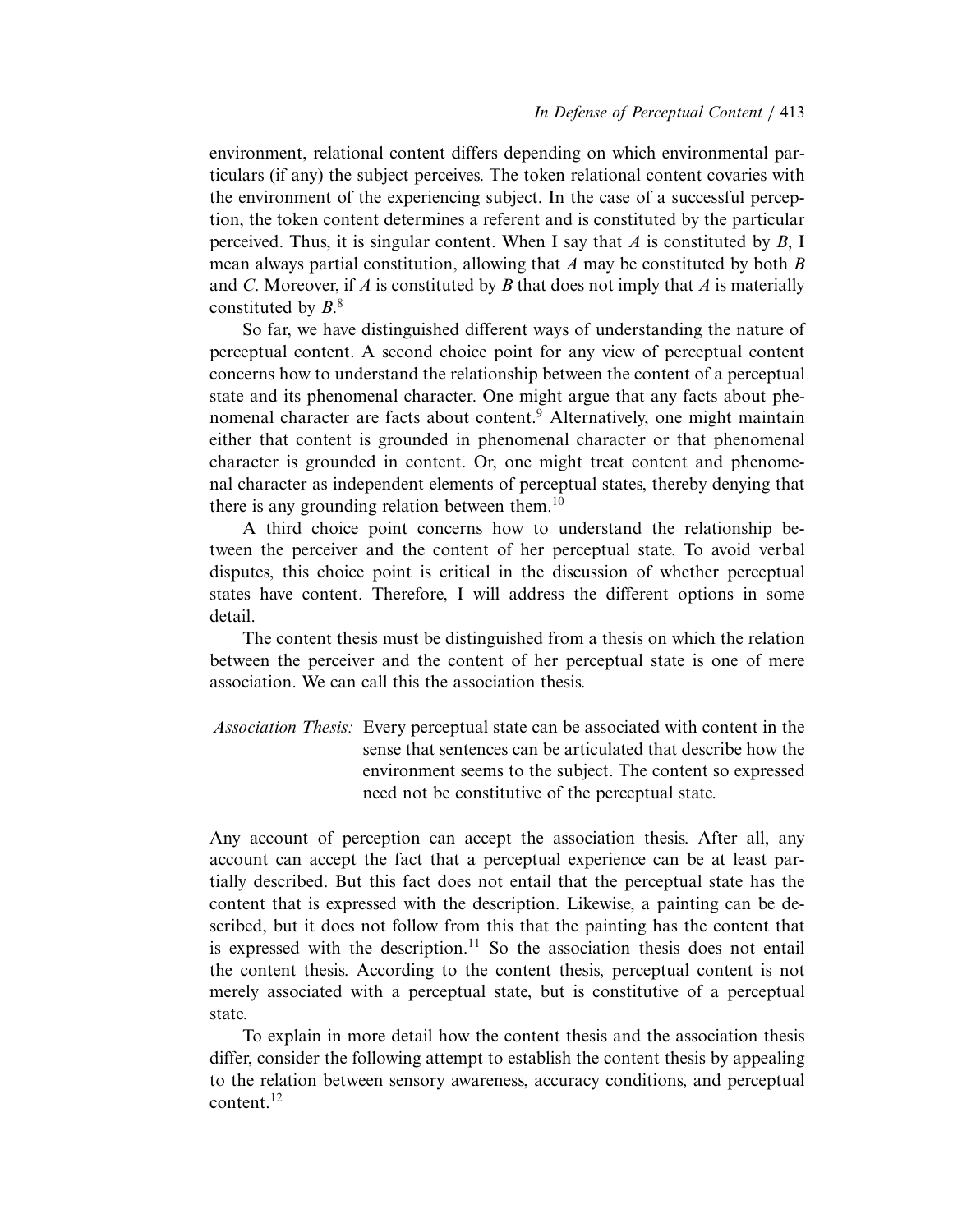environment, relational content differs depending on which environmental particulars (if any) the subject perceives. The token relational content covaries with the environment of the experiencing subject. In the case of a successful perception, the token content determines a referent and is constituted by the particular perceived. Thus, it is singular content. When I say that *A* is constituted by *B*, I mean always partial constitution, allowing that *A* may be constituted by both *B* and *C*. Moreover, if *A* is constituted by *B* that does not imply that *A* is materially constituted by *B*.[8]

So far, we have distinguished different ways of understanding the nature of perceptual content. A second choice point for any view of perceptual content concerns how to understand the relationship between the content of a perceptual state and its phenomenal character. One might argue that any facts about phenomenal character are facts about content.[9] Alternatively, one might maintain either that content is grounded in phenomenal character or that phenomenal character is grounded in content. Or, one might treat content and phenomenal character as independent elements of perceptual states, thereby denying that there is any grounding relation between them.[10]

A third choice point concerns how to understand the relationship between the perceiver and the content of her perceptual state. To avoid verbal disputes, this choice point is critical in the discussion of whether perceptual states have content. Therefore, I will address the different options in some detail.

The content thesis must be distinguished from a thesis on which the relation between the perceiver and the content of her perceptual state is one of mere association. We can call this the association thesis.

*Association Thesis:* Every perceptual state can be associated with content in the sense that sentences can be articulated that describe how the environment seems to the subject. The content so expressed need not be constitutive of the perceptual state.

Any account of perception can accept the association thesis. After all, any account can accept the fact that a perceptual experience can be at least partially described. But this fact does not entail that the perceptual state has the content that is expressed with the description. Likewise, a painting can be described, but it does not follow from this that the painting has the content that is expressed with the description.[11] So the association thesis does not entail the content thesis. According to the content thesis, perceptual content is not merely associated with a perceptual state, but is constitutive of a perceptual state.

To explain in more detail how the content thesis and the association thesis differ, consider the following attempt to establish the content thesis by appealing to the relation between sensory awareness, accuracy conditions, and perceptual content.[12]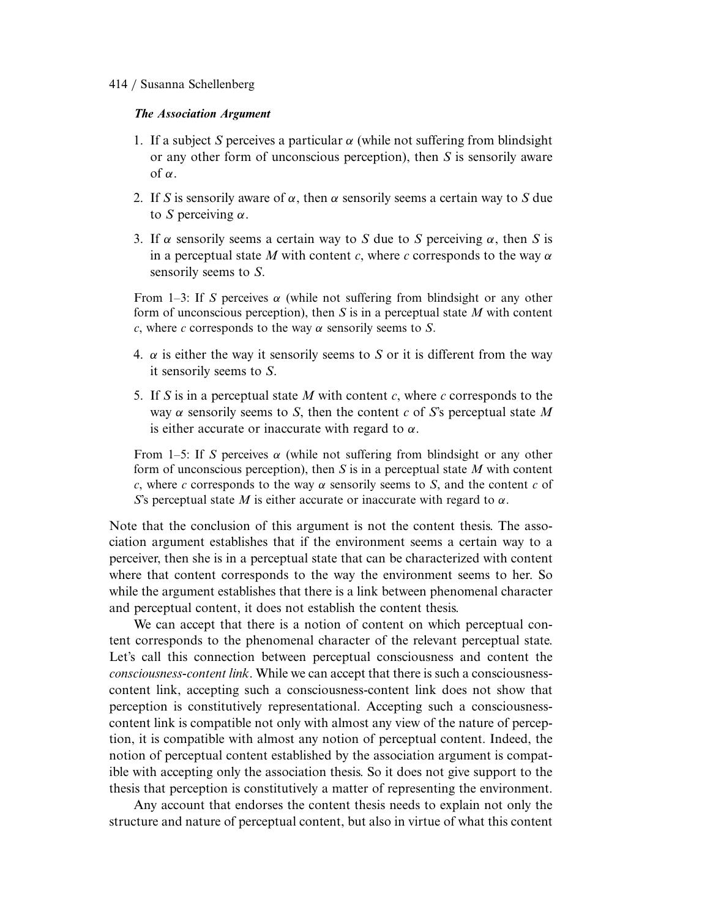***The Association Argument***

1. If a subject $S$ perceives a particular $\alpha$ (while not suffering from blindsight or any other form of unconscious perception), then $S$ is sensorily aware of $\alpha$.
2. If $S$ is sensorily aware of $\alpha$, then $\alpha$ sensorily seems a certain way to $S$ due to $S$ perceiving $\alpha$.
3. If $\alpha$ sensorily seems a certain way to $S$ due to $S$ perceiving $\alpha$, then $S$ is in a perceptual state $M$ with content $c$, where $c$ corresponds to the way $\alpha$ sensorily seems to $S$.

From 1–3: If $S$ perceives $\alpha$ (while not suffering from blindsight or any other form of unconscious perception), then $S$ is in a perceptual state $M$ with content $c$, where $c$ corresponds to the way $\alpha$ sensorily seems to $S$.

4. $\alpha$ is either the way it sensorily seems to $S$ or it is different from the way it sensorily seems to $S$.
5. If $S$ is in a perceptual state $M$ with content $c$, where $c$ corresponds to the way $\alpha$ sensorily seems to $S$, then the content $c$ of $S$'s perceptual state $M$ is either accurate or inaccurate with regard to $\alpha$.

From 1–5: If $S$ perceives $\alpha$ (while not suffering from blindsight or any other form of unconscious perception), then $S$ is in a perceptual state $M$ with content $c$, where $c$ corresponds to the way $\alpha$ sensorily seems to $S$, and the content $c$ of $S$'s perceptual state $M$ is either accurate or inaccurate with regard to $\alpha$.

Note that the conclusion of this argument is not the content thesis. The association argument establishes that if the environment seems a certain way to a perceiver, then she is in a perceptual state that can be characterized with content where that content corresponds to the way the environment seems to her. So while the argument establishes that there is a link between phenomenal character and perceptual content, it does not establish the content thesis.

We can accept that there is a notion of content on which perceptual content corresponds to the phenomenal character of the relevant perceptual state. Let's call this connection between perceptual consciousness and content the *consciousness-content link*. While we can accept that there is such a consciousness-content link, accepting such a consciousness-content link does not show that perception is constitutively representational. Accepting such a consciousness-content link is compatible not only with almost any view of the nature of perception, it is compatible with almost any notion of perceptual content. Indeed, the notion of perceptual content established by the association argument is compatible with accepting only the association thesis. So it does not give support to the thesis that perception is constitutively a matter of representing the environment.

Any account that endorses the content thesis needs to explain not only the structure and nature of perceptual content, but also in virtue of what this content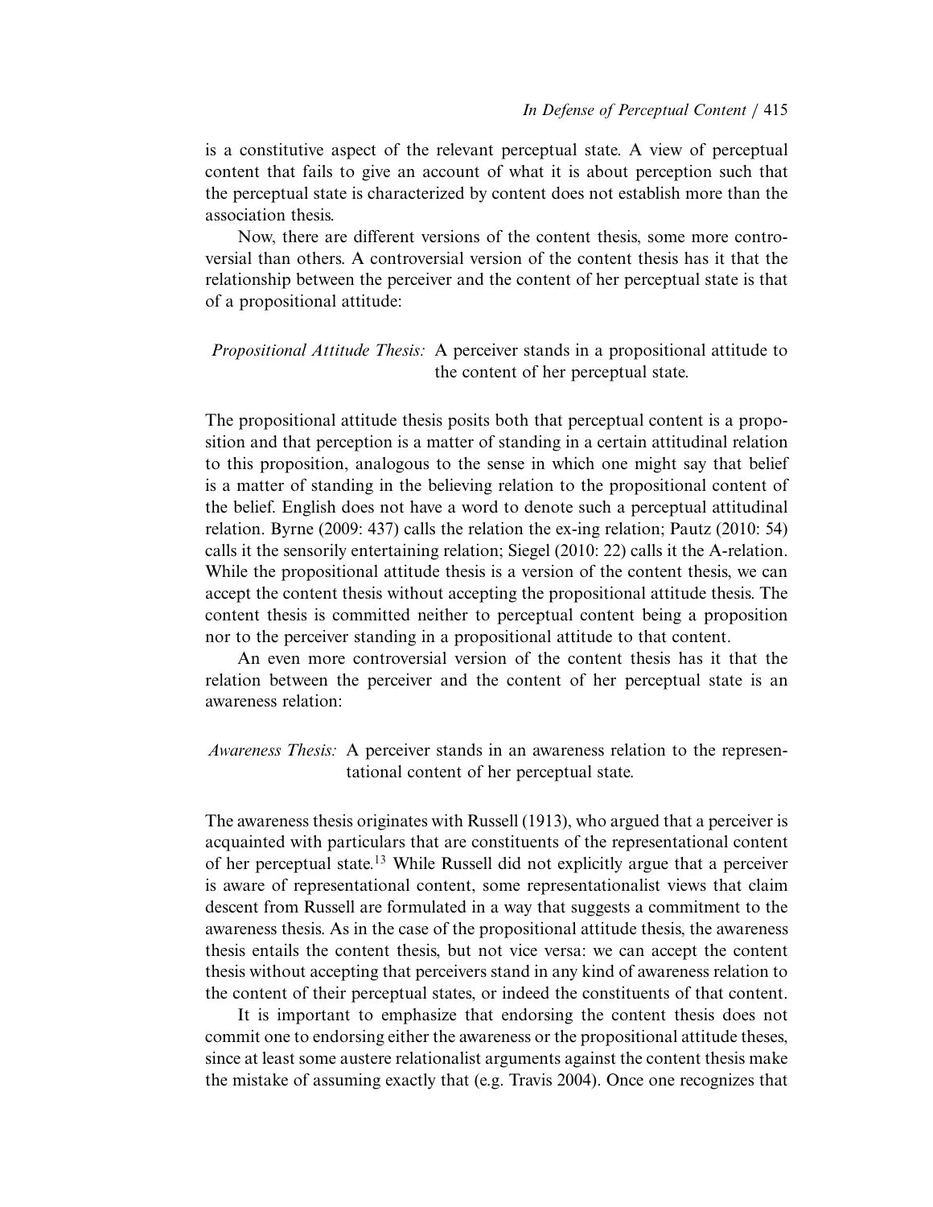is a constitutive aspect of the relevant perceptual state. A view of perceptual content that fails to give an account of what it is about perception such that the perceptual state is characterized by content does not establish more than the association thesis.

Now, there are different versions of the content thesis, some more controversial than others. A controversial version of the content thesis has it that the relationship between the perceiver and the content of her perceptual state is that of a propositional attitude:

*Propositional Attitude Thesis:* A perceiver stands in a propositional attitude to the content of her perceptual state.

The propositional attitude thesis posits both that perceptual content is a proposition and that perception is a matter of standing in a certain attitudinal relation to this proposition, analogous to the sense in which one might say that belief is a matter of standing in the believing relation to the propositional content of the belief. English does not have a word to denote such a perceptual attitudinal relation. Byrne (2009: 437) calls the relation the ex-ing relation; Pautz (2010: 54) calls it the sensorily entertaining relation; Siegel (2010: 22) calls it the A-relation. While the propositional attitude thesis is a version of the content thesis, we can accept the content thesis without accepting the propositional attitude thesis. The content thesis is committed neither to perceptual content being a proposition nor to the perceiver standing in a propositional attitude to that content.

An even more controversial version of the content thesis has it that the relation between the perceiver and the content of her perceptual state is an awareness relation:

*Awareness Thesis:* A perceiver stands in an awareness relation to the representational content of her perceptual state.

The awareness thesis originates with Russell (1913), who argued that a perceiver is acquainted with particulars that are constituents of the representational content of her perceptual state.[13] While Russell did not explicitly argue that a perceiver is aware of representational content, some representationalist views that claim descent from Russell are formulated in a way that suggests a commitment to the awareness thesis. As in the case of the propositional attitude thesis, the awareness thesis entails the content thesis, but not vice versa: we can accept the content thesis without accepting that perceivers stand in any kind of awareness relation to the content of their perceptual states, or indeed the constituents of that content.

It is important to emphasize that endorsing the content thesis does not commit one to endorsing either the awareness or the propositional attitude theses, since at least some austere relationalist arguments against the content thesis make the mistake of assuming exactly that (e.g. Travis 2004). Once one recognizes that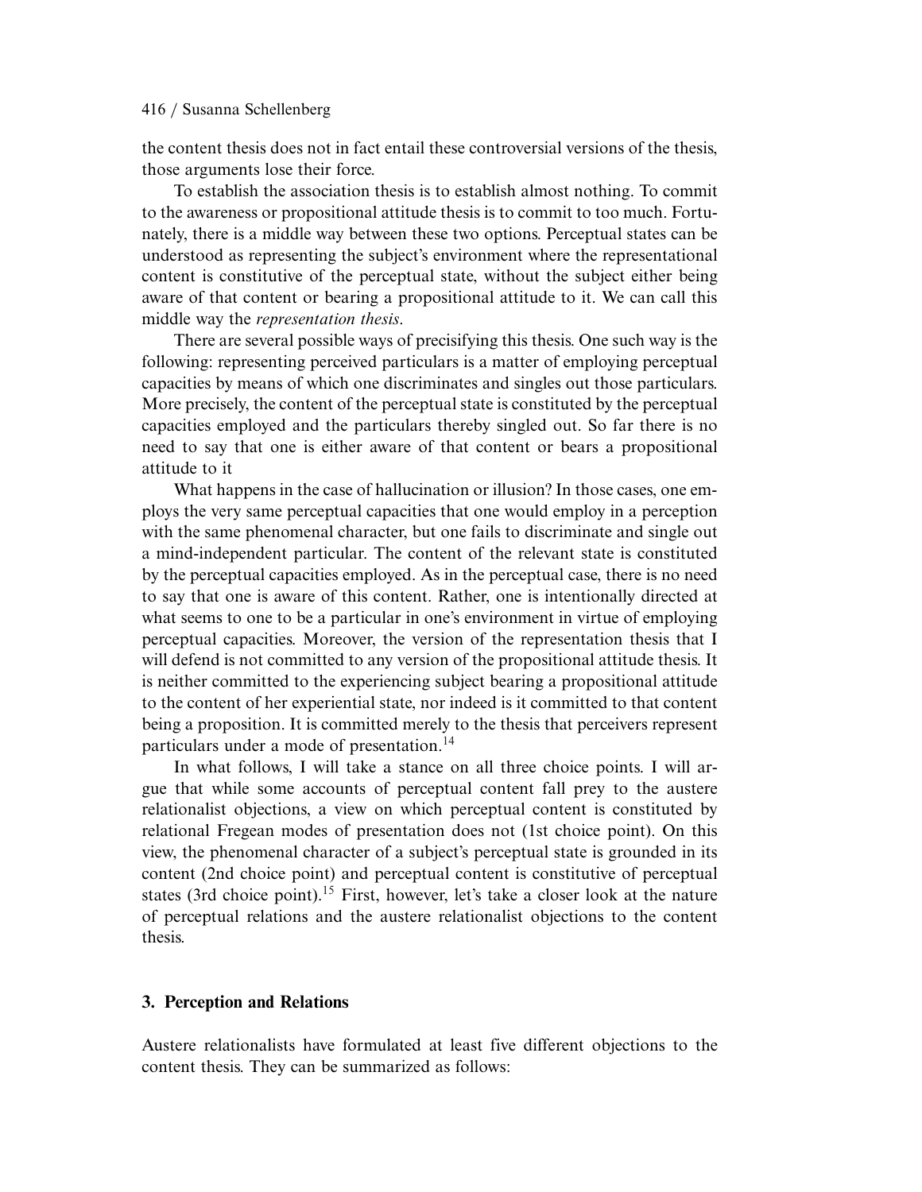the content thesis does not in fact entail these controversial versions of the thesis, those arguments lose their force.

To establish the association thesis is to establish almost nothing. To commit to the awareness or propositional attitude thesis is to commit to too much. Fortunately, there is a middle way between these two options. Perceptual states can be understood as representing the subject's environment where the representational content is constitutive of the perceptual state, without the subject either being aware of that content or bearing a propositional attitude to it. We can call this middle way the *representation thesis*.

There are several possible ways of precisifying this thesis. One such way is the following: representing perceived particulars is a matter of employing perceptual capacities by means of which one discriminates and singles out those particulars. More precisely, the content of the perceptual state is constituted by the perceptual capacities employed and the particulars thereby singled out. So far there is no need to say that one is either aware of that content or bears a propositional attitude to it

What happens in the case of hallucination or illusion? In those cases, one employs the very same perceptual capacities that one would employ in a perception with the same phenomenal character, but one fails to discriminate and single out a mind-independent particular. The content of the relevant state is constituted by the perceptual capacities employed. As in the perceptual case, there is no need to say that one is aware of this content. Rather, one is intentionally directed at what seems to one to be a particular in one's environment in virtue of employing perceptual capacities. Moreover, the version of the representation thesis that I will defend is not committed to any version of the propositional attitude thesis. It is neither committed to the experiencing subject bearing a propositional attitude to the content of her experiential state, nor indeed is it committed to that content being a proposition. It is committed merely to the thesis that perceivers represent particulars under a mode of presentation.[14]

In what follows, I will take a stance on all three choice points. I will argue that while some accounts of perceptual content fall prey to the austere relationalist objections, a view on which perceptual content is constituted by relational Fregean modes of presentation does not (1st choice point). On this view, the phenomenal character of a subject's perceptual state is grounded in its content (2nd choice point) and perceptual content is constitutive of perceptual states (3rd choice point).[15] First, however, let's take a closer look at the nature of perceptual relations and the austere relationalist objections to the content thesis.

## 3. Perception and Relations

Austere relationalists have formulated at least five different objections to the content thesis. They can be summarized as follows: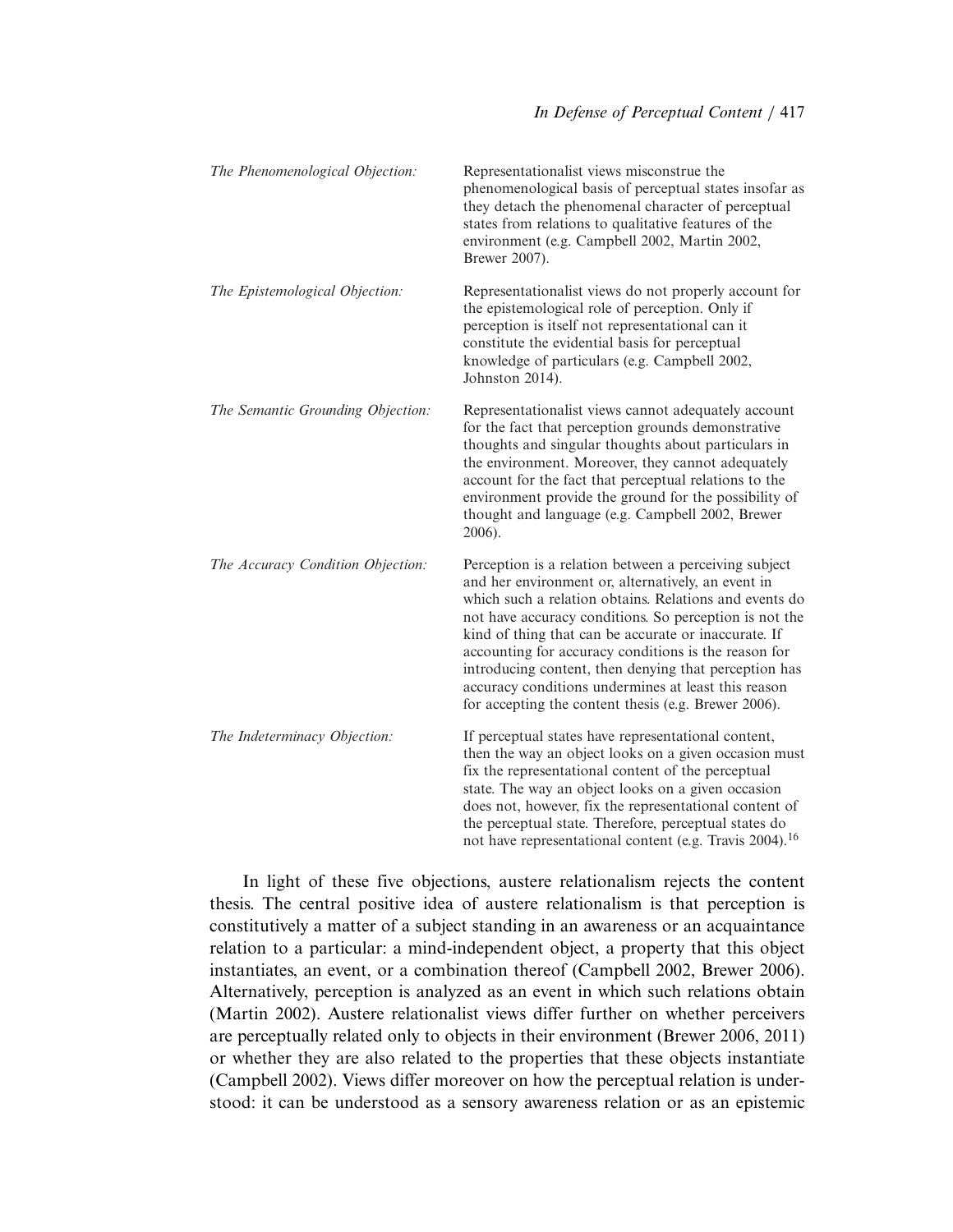| | |
|---|---|
| *The Phenomenological Objection:* | Representationalist views misconstrue the phenomenological basis of perceptual states insofar as they detach the phenomenal character of perceptual states from relations to qualitative features of the environment (e.g. Campbell 2002, Martin 2002, Brewer 2007). |
| *The Epistemological Objection:* | Representationalist views do not properly account for the epistemological role of perception. Only if perception is itself not representational can it constitute the evidential basis for perceptual knowledge of particulars (e.g. Campbell 2002, Johnston 2014). |
| *The Semantic Grounding Objection:* | Representationalist views cannot adequately account for the fact that perception grounds demonstrative thoughts and singular thoughts about particulars in the environment. Moreover, they cannot adequately account for the fact that perceptual relations to the environment provide the ground for the possibility of thought and language (e.g. Campbell 2002, Brewer 2006). |
| *The Accuracy Condition Objection:* | Perception is a relation between a perceiving subject and her environment or, alternatively, an event in which such a relation obtains. Relations and events do not have accuracy conditions. So perception is not the kind of thing that can be accurate or inaccurate. If accounting for accuracy conditions is the reason for introducing content, then denying that perception has accuracy conditions undermines at least this reason for accepting the content thesis (e.g. Brewer 2006). |
| *The Indeterminacy Objection:* | If perceptual states have representational content, then the way an object looks on a given occasion must fix the representational content of the perceptual state. The way an object looks on a given occasion does not, however, fix the representational content of the perceptual state. Therefore, perceptual states do not have representational content (e.g. Travis 2004).[16] |

In light of these five objections, austere relationalism rejects the content thesis. The central positive idea of austere relationalism is that perception is constitutively a matter of a subject standing in an awareness or an acquaintance relation to a particular: a mind-independent object, a property that this object instantiates, an event, or a combination thereof (Campbell 2002, Brewer 2006). Alternatively, perception is analyzed as an event in which such relations obtain (Martin 2002). Austere relationalist views differ further on whether perceivers are perceptually related only to objects in their environment (Brewer 2006, 2011) or whether they are also related to the properties that these objects instantiate (Campbell 2002). Views differ moreover on how the perceptual relation is understood: it can be understood as a sensory awareness relation or as an epistemic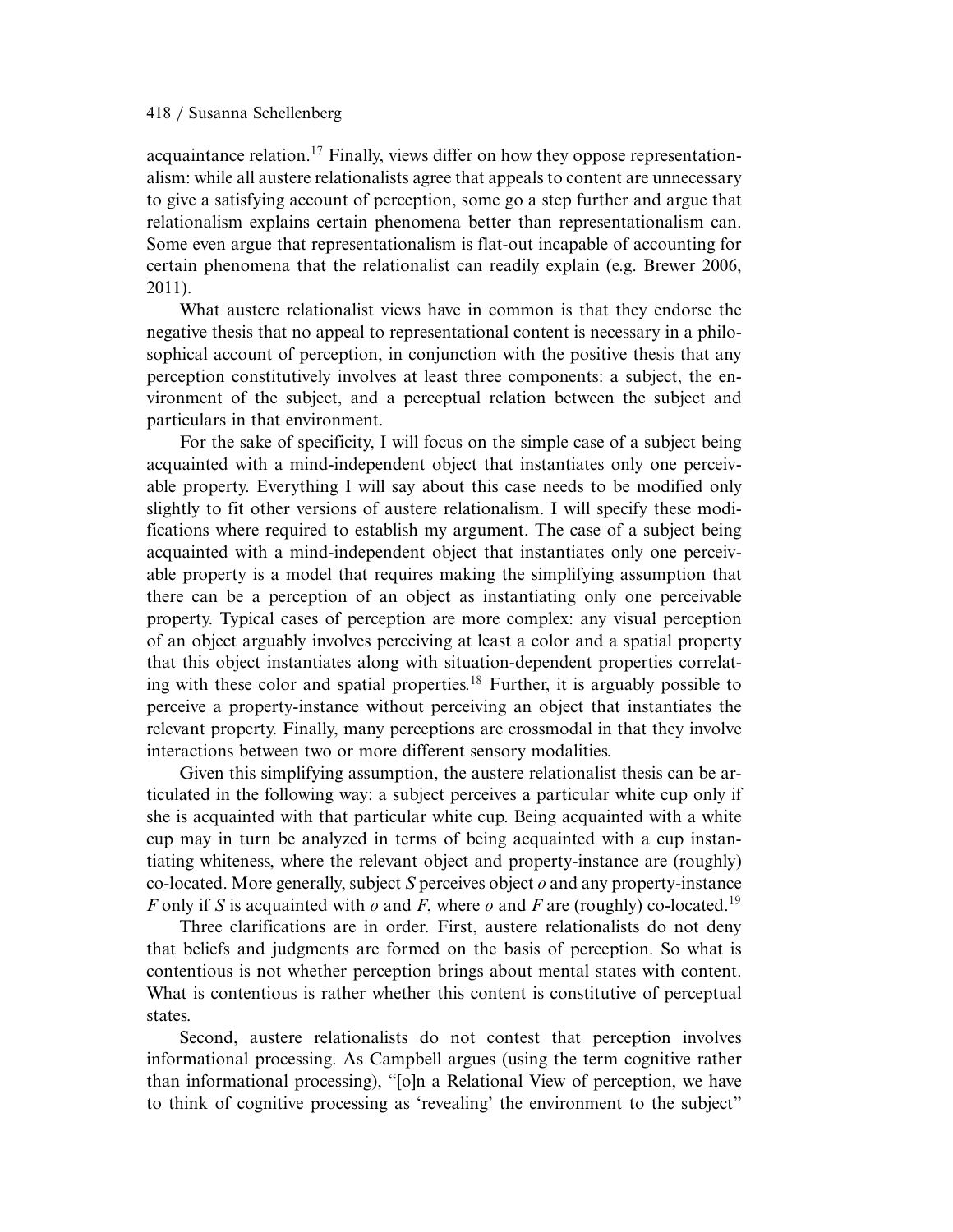acquaintance relation.[17] Finally, views differ on how they oppose representationalism: while all austere relationalists agree that appeals to content are unnecessary to give a satisfying account of perception, some go a step further and argue that relationalism explains certain phenomena better than representationalism can. Some even argue that representationalism is flat-out incapable of accounting for certain phenomena that the relationalist can readily explain (e.g. Brewer 2006, 2011).

What austere relationalist views have in common is that they endorse the negative thesis that no appeal to representational content is necessary in a philosophical account of perception, in conjunction with the positive thesis that any perception constitutively involves at least three components: a subject, the environment of the subject, and a perceptual relation between the subject and particulars in that environment.

For the sake of specificity, I will focus on the simple case of a subject being acquainted with a mind-independent object that instantiates only one perceivable property. Everything I will say about this case needs to be modified only slightly to fit other versions of austere relationalism. I will specify these modifications where required to establish my argument. The case of a subject being acquainted with a mind-independent object that instantiates only one perceivable property is a model that requires making the simplifying assumption that there can be a perception of an object as instantiating only one perceivable property. Typical cases of perception are more complex: any visual perception of an object arguably involves perceiving at least a color and a spatial property that this object instantiates along with situation-dependent properties correlating with these color and spatial properties.[18] Further, it is arguably possible to perceive a property-instance without perceiving an object that instantiates the relevant property. Finally, many perceptions are crossmodal in that they involve interactions between two or more different sensory modalities.

Given this simplifying assumption, the austere relationalist thesis can be articulated in the following way: a subject perceives a particular white cup only if she is acquainted with that particular white cup. Being acquainted with a white cup may in turn be analyzed in terms of being acquainted with a cup instantiating whiteness, where the relevant object and property-instance are (roughly) co-located. More generally, subject *S* perceives object *o* and any property-instance *F* only if *S* is acquainted with *o* and *F*, where *o* and *F* are (roughly) co-located.[19]

Three clarifications are in order. First, austere relationalists do not deny that beliefs and judgments are formed on the basis of perception. So what is contentious is not whether perception brings about mental states with content. What is contentious is rather whether this content is constitutive of perceptual states.

Second, austere relationalists do not contest that perception involves informational processing. As Campbell argues (using the term cognitive rather than informational processing), "[o]n a Relational View of perception, we have to think of cognitive processing as 'revealing' the environment to the subject"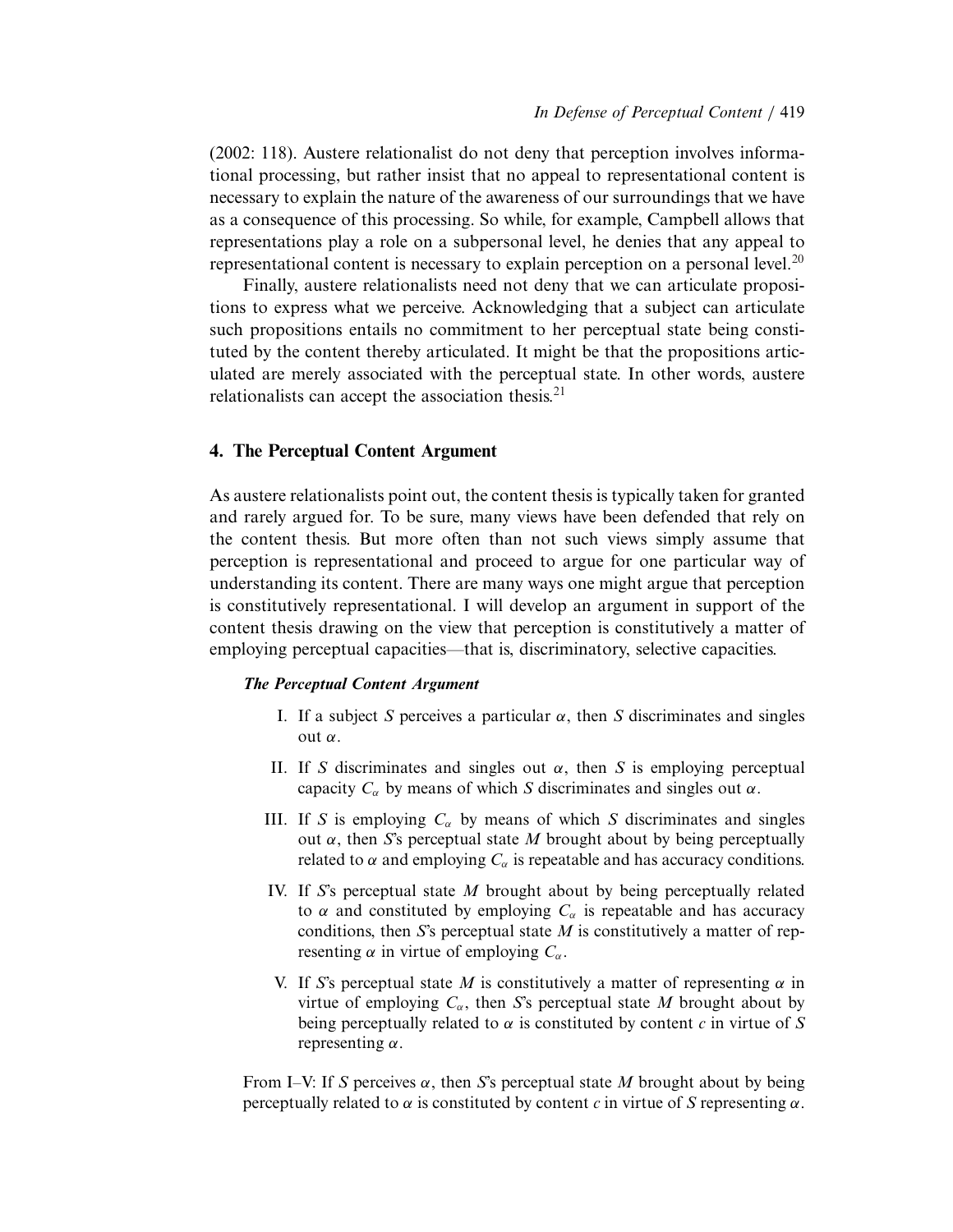(2002: 118). Austere relationalist do not deny that perception involves informational processing, but rather insist that no appeal to representational content is necessary to explain the nature of the awareness of our surroundings that we have as a consequence of this processing. So while, for example, Campbell allows that representations play a role on a subpersonal level, he denies that any appeal to representational content is necessary to explain perception on a personal level.[20]

Finally, austere relationalists need not deny that we can articulate propositions to express what we perceive. Acknowledging that a subject can articulate such propositions entails no commitment to her perceptual state being constituted by the content thereby articulated. It might be that the propositions articulated are merely associated with the perceptual state. In other words, austere relationalists can accept the association thesis.[21]

## 4. The Perceptual Content Argument

As austere relationalists point out, the content thesis is typically taken for granted and rarely argued for. To be sure, many views have been defended that rely on the content thesis. But more often than not such views simply assume that perception is representational and proceed to argue for one particular way of understanding its content. There are many ways one might argue that perception is constitutively representational. I will develop an argument in support of the content thesis drawing on the view that perception is constitutively a matter of employing perceptual capacities—that is, discriminatory, selective capacities.

***The Perceptual Content Argument***

I. If a subject $S$ perceives a particular $\alpha$, then $S$ discriminates and singles out $\alpha$.

II. If $S$ discriminates and singles out $\alpha$, then $S$ is employing perceptual capacity $C_\alpha$ by means of which $S$ discriminates and singles out $\alpha$.

III. If $S$ is employing $C_\alpha$ by means of which $S$ discriminates and singles out $\alpha$, then $S$'s perceptual state $M$ brought about by being perceptually related to $\alpha$ and employing $C_\alpha$ is repeatable and has accuracy conditions.

IV. If $S$'s perceptual state $M$ brought about by being perceptually related to $\alpha$ and constituted by employing $C_\alpha$ is repeatable and has accuracy conditions, then $S$'s perceptual state $M$ is constitutively a matter of representing $\alpha$ in virtue of employing $C_\alpha$.

V. If $S$'s perceptual state $M$ is constitutively a matter of representing $\alpha$ in virtue of employing $C_\alpha$, then $S$'s perceptual state $M$ brought about by being perceptually related to $\alpha$ is constituted by content $c$ in virtue of $S$ representing $\alpha$.

From I–V: If $S$ perceives $\alpha$, then $S$'s perceptual state $M$ brought about by being perceptually related to $\alpha$ is constituted by content $c$ in virtue of $S$ representing $\alpha$.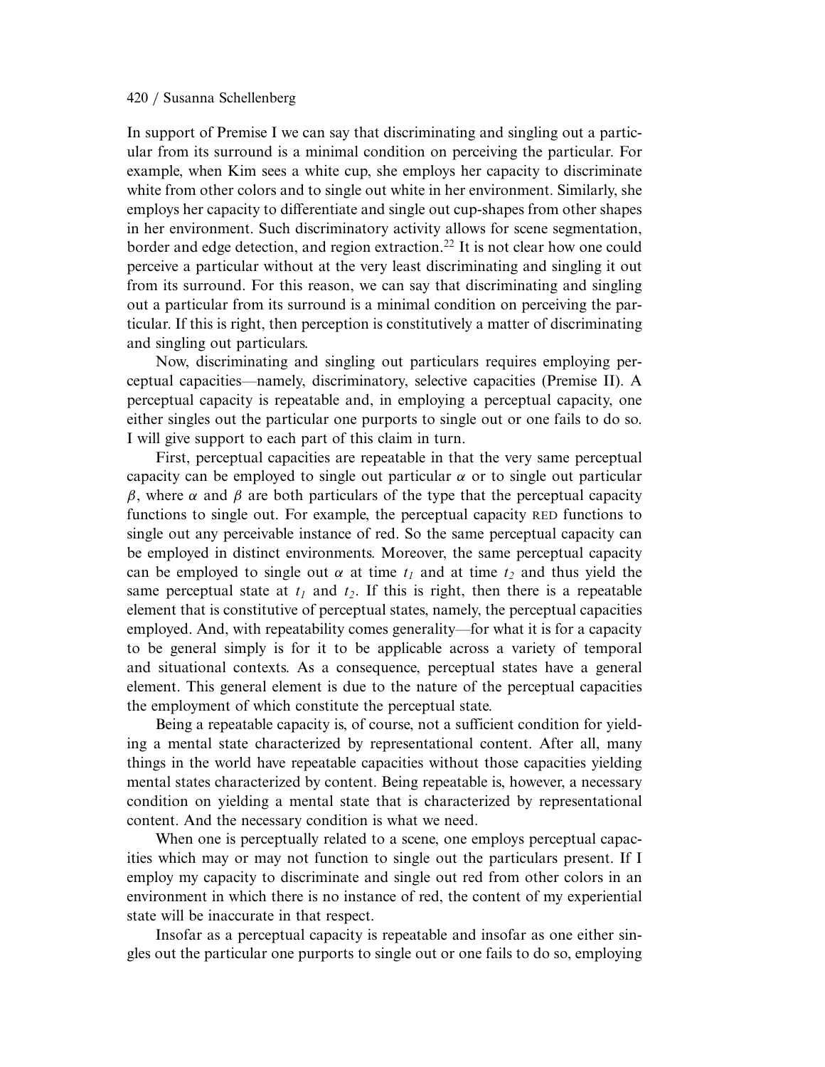In support of Premise I we can say that discriminating and singling out a particular from its surround is a minimal condition on perceiving the particular. For example, when Kim sees a white cup, she employs her capacity to discriminate white from other colors and to single out white in her environment. Similarly, she employs her capacity to differentiate and single out cup-shapes from other shapes in her environment. Such discriminatory activity allows for scene segmentation, border and edge detection, and region extraction.[22] It is not clear how one could perceive a particular without at the very least discriminating and singling it out from its surround. For this reason, we can say that discriminating and singling out a particular from its surround is a minimal condition on perceiving the particular. If this is right, then perception is constitutively a matter of discriminating and singling out particulars.

Now, discriminating and singling out particulars requires employing perceptual capacities—namely, discriminatory, selective capacities (Premise II). A perceptual capacity is repeatable and, in employing a perceptual capacity, one either singles out the particular one purports to single out or one fails to do so. I will give support to each part of this claim in turn.

First, perceptual capacities are repeatable in that the very same perceptual capacity can be employed to single out particular $\alpha$ or to single out particular $\beta$, where $\alpha$ and $\beta$ are both particulars of the type that the perceptual capacity functions to single out. For example, the perceptual capacity RED functions to single out any perceivable instance of red. So the same perceptual capacity can be employed in distinct environments. Moreover, the same perceptual capacity can be employed to single out $\alpha$ at time $t_1$ and at time $t_2$ and thus yield the same perceptual state at $t_1$ and $t_2$. If this is right, then there is a repeatable element that is constitutive of perceptual states, namely, the perceptual capacities employed. And, with repeatability comes generality—for what it is for a capacity to be general simply is for it to be applicable across a variety of temporal and situational contexts. As a consequence, perceptual states have a general element. This general element is due to the nature of the perceptual capacities the employment of which constitute the perceptual state.

Being a repeatable capacity is, of course, not a sufficient condition for yielding a mental state characterized by representational content. After all, many things in the world have repeatable capacities without those capacities yielding mental states characterized by content. Being repeatable is, however, a necessary condition on yielding a mental state that is characterized by representational content. And the necessary condition is what we need.

When one is perceptually related to a scene, one employs perceptual capacities which may or may not function to single out the particulars present. If I employ my capacity to discriminate and single out red from other colors in an environment in which there is no instance of red, the content of my experiential state will be inaccurate in that respect.

Insofar as a perceptual capacity is repeatable and insofar as one either singles out the particular one purports to single out or one fails to do so, employing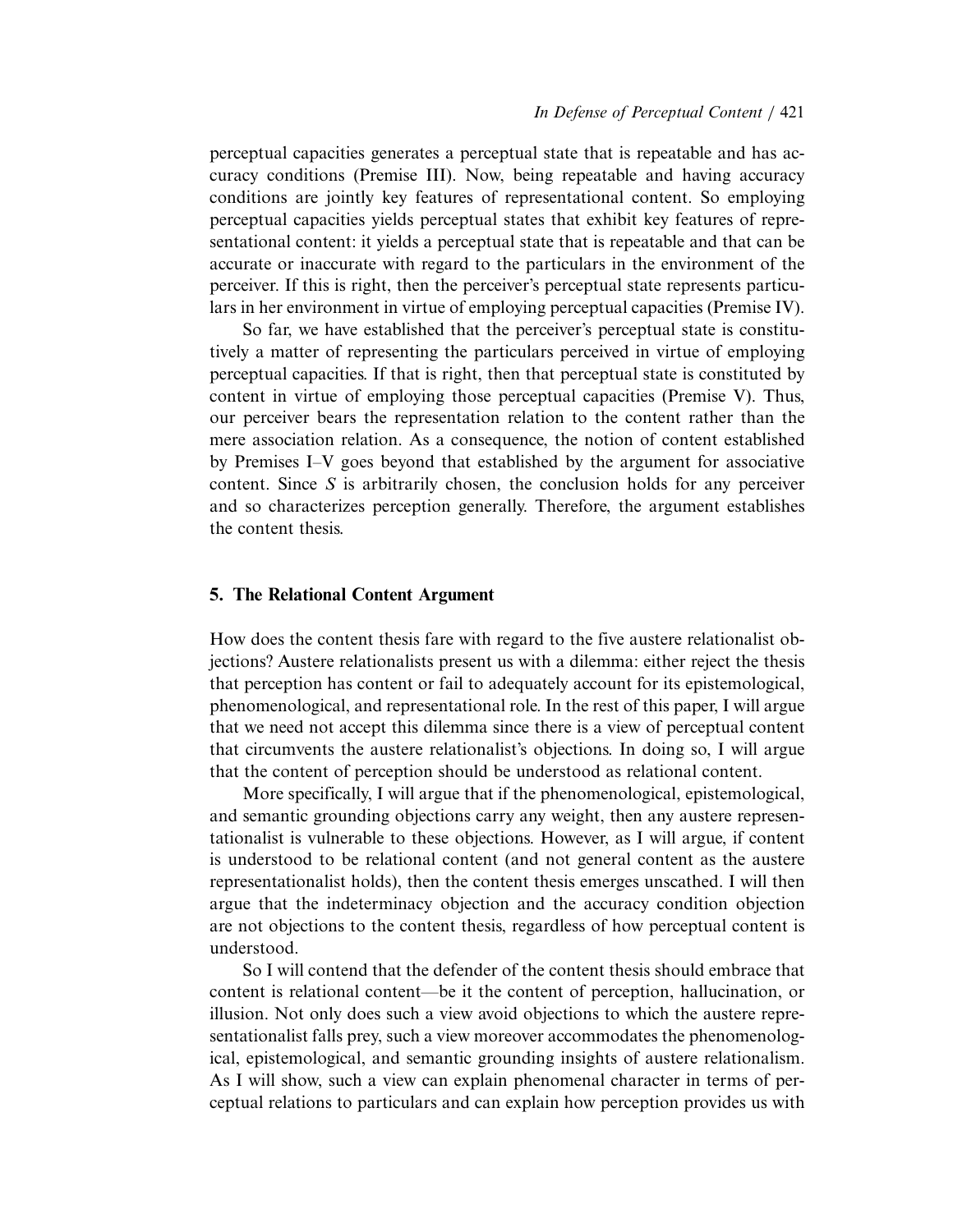perceptual capacities generates a perceptual state that is repeatable and has accuracy conditions (Premise III). Now, being repeatable and having accuracy conditions are jointly key features of representational content. So employing perceptual capacities yields perceptual states that exhibit key features of representational content: it yields a perceptual state that is repeatable and that can be accurate or inaccurate with regard to the particulars in the environment of the perceiver. If this is right, then the perceiver's perceptual state represents particulars in her environment in virtue of employing perceptual capacities (Premise IV).

So far, we have established that the perceiver's perceptual state is constitutively a matter of representing the particulars perceived in virtue of employing perceptual capacities. If that is right, then that perceptual state is constituted by content in virtue of employing those perceptual capacities (Premise V). Thus, our perceiver bears the representation relation to the content rather than the mere association relation. As a consequence, the notion of content established by Premises I–V goes beyond that established by the argument for associative content. Since *S* is arbitrarily chosen, the conclusion holds for any perceiver and so characterizes perception generally. Therefore, the argument establishes the content thesis.

## 5. The Relational Content Argument

How does the content thesis fare with regard to the five austere relationalist objections? Austere relationalists present us with a dilemma: either reject the thesis that perception has content or fail to adequately account for its epistemological, phenomenological, and representational role. In the rest of this paper, I will argue that we need not accept this dilemma since there is a view of perceptual content that circumvents the austere relationalist's objections. In doing so, I will argue that the content of perception should be understood as relational content.

More specifically, I will argue that if the phenomenological, epistemological, and semantic grounding objections carry any weight, then any austere representationalist is vulnerable to these objections. However, as I will argue, if content is understood to be relational content (and not general content as the austere representationalist holds), then the content thesis emerges unscathed. I will then argue that the indeterminacy objection and the accuracy condition objection are not objections to the content thesis, regardless of how perceptual content is understood.

So I will contend that the defender of the content thesis should embrace that content is relational content—be it the content of perception, hallucination, or illusion. Not only does such a view avoid objections to which the austere representationalist falls prey, such a view moreover accommodates the phenomenological, epistemological, and semantic grounding insights of austere relationalism. As I will show, such a view can explain phenomenal character in terms of perceptual relations to particulars and can explain how perception provides us with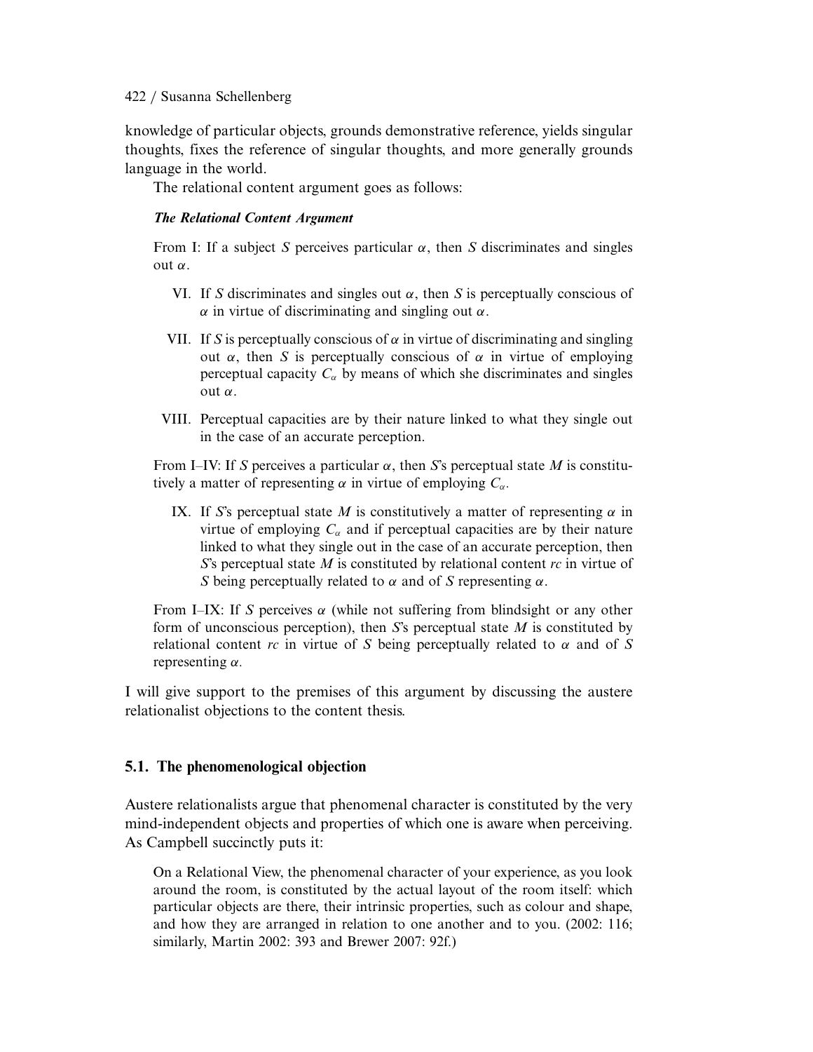knowledge of particular objects, grounds demonstrative reference, yields singular thoughts, fixes the reference of singular thoughts, and more generally grounds language in the world.

The relational content argument goes as follows:

***The Relational Content Argument***

From I: If a subject $S$ perceives particular $\alpha$, then $S$ discriminates and singles out $\alpha$.

VI. If $S$ discriminates and singles out $\alpha$, then $S$ is perceptually conscious of $\alpha$ in virtue of discriminating and singling out $\alpha$.

VII. If $S$ is perceptually conscious of $\alpha$ in virtue of discriminating and singling out $\alpha$, then $S$ is perceptually conscious of $\alpha$ in virtue of employing perceptual capacity $C_\alpha$ by means of which she discriminates and singles out $\alpha$.

VIII. Perceptual capacities are by their nature linked to what they single out in the case of an accurate perception.

From I–IV: If $S$ perceives a particular $\alpha$, then $S$'s perceptual state $M$ is constitutively a matter of representing $\alpha$ in virtue of employing $C_\alpha$.

IX. If $S$'s perceptual state $M$ is constitutively a matter of representing $\alpha$ in virtue of employing $C_\alpha$ and if perceptual capacities are by their nature linked to what they single out in the case of an accurate perception, then $S$'s perceptual state $M$ is constituted by relational content *rc* in virtue of $S$ being perceptually related to $\alpha$ and of $S$ representing $\alpha$.

From I–IX: If $S$ perceives $\alpha$ (while not suffering from blindsight or any other form of unconscious perception), then $S$'s perceptual state $M$ is constituted by relational content *rc* in virtue of $S$ being perceptually related to $\alpha$ and of $S$ representing $\alpha$.

I will give support to the premises of this argument by discussing the austere relationalist objections to the content thesis.

### 5.1. The phenomenological objection

Austere relationalists argue that phenomenal character is constituted by the very mind-independent objects and properties of which one is aware when perceiving. As Campbell succinctly puts it:

> On a Relational View, the phenomenal character of your experience, as you look around the room, is constituted by the actual layout of the room itself: which particular objects are there, their intrinsic properties, such as colour and shape, and how they are arranged in relation to one another and to you. (2002: 116; similarly, Martin 2002: 393 and Brewer 2007: 92f.)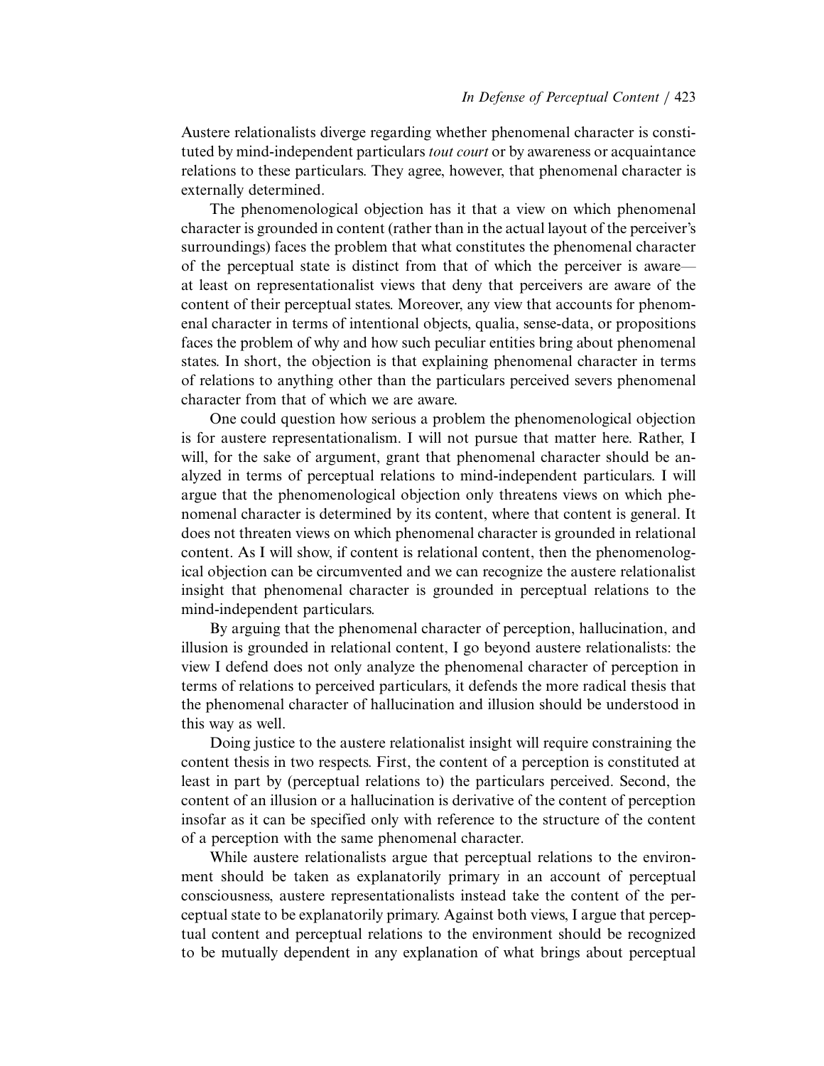Austere relationalists diverge regarding whether phenomenal character is constituted by mind-independent particulars *tout court* or by awareness or acquaintance relations to these particulars. They agree, however, that phenomenal character is externally determined.

The phenomenological objection has it that a view on which phenomenal character is grounded in content (rather than in the actual layout of the perceiver's surroundings) faces the problem that what constitutes the phenomenal character of the perceptual state is distinct from that of which the perceiver is aware—at least on representationalist views that deny that perceivers are aware of the content of their perceptual states. Moreover, any view that accounts for phenomenal character in terms of intentional objects, qualia, sense-data, or propositions faces the problem of why and how such peculiar entities bring about phenomenal states. In short, the objection is that explaining phenomenal character in terms of relations to anything other than the particulars perceived severs phenomenal character from that of which we are aware.

One could question how serious a problem the phenomenological objection is for austere representationalism. I will not pursue that matter here. Rather, I will, for the sake of argument, grant that phenomenal character should be analyzed in terms of perceptual relations to mind-independent particulars. I will argue that the phenomenological objection only threatens views on which phenomenal character is determined by its content, where that content is general. It does not threaten views on which phenomenal character is grounded in relational content. As I will show, if content is relational content, then the phenomenological objection can be circumvented and we can recognize the austere relationalist insight that phenomenal character is grounded in perceptual relations to the mind-independent particulars.

By arguing that the phenomenal character of perception, hallucination, and illusion is grounded in relational content, I go beyond austere relationalists: the view I defend does not only analyze the phenomenal character of perception in terms of relations to perceived particulars, it defends the more radical thesis that the phenomenal character of hallucination and illusion should be understood in this way as well.

Doing justice to the austere relationalist insight will require constraining the content thesis in two respects. First, the content of a perception is constituted at least in part by (perceptual relations to) the particulars perceived. Second, the content of an illusion or a hallucination is derivative of the content of perception insofar as it can be specified only with reference to the structure of the content of a perception with the same phenomenal character.

While austere relationalists argue that perceptual relations to the environment should be taken as explanatorily primary in an account of perceptual consciousness, austere representationalists instead take the content of the perceptual state to be explanatorily primary. Against both views, I argue that perceptual content and perceptual relations to the environment should be recognized to be mutually dependent in any explanation of what brings about perceptual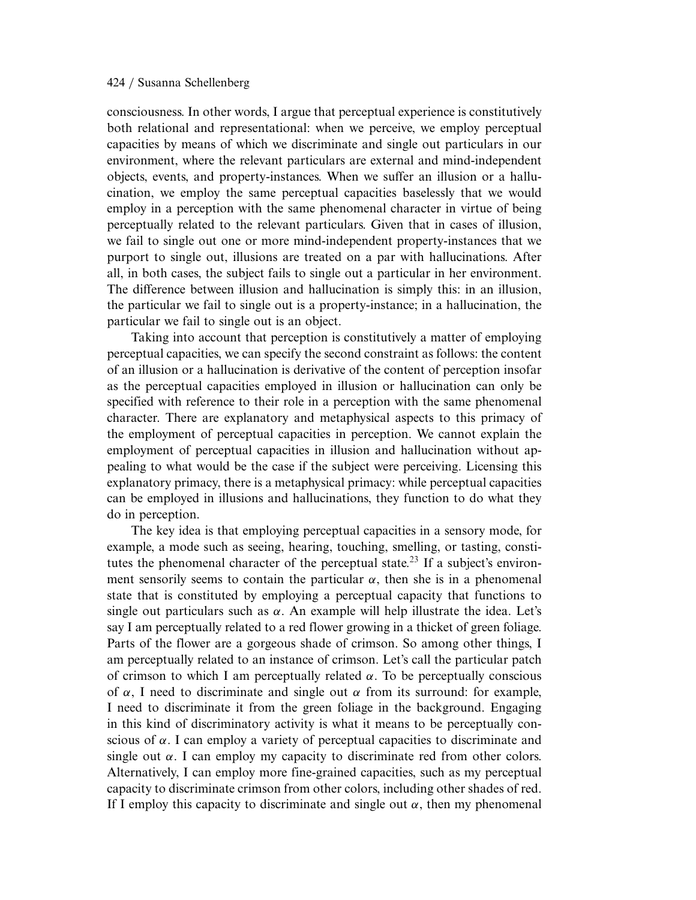consciousness. In other words, I argue that perceptual experience is constitutively both relational and representational: when we perceive, we employ perceptual capacities by means of which we discriminate and single out particulars in our environment, where the relevant particulars are external and mind-independent objects, events, and property-instances. When we suffer an illusion or a hallucination, we employ the same perceptual capacities baselessly that we would employ in a perception with the same phenomenal character in virtue of being perceptually related to the relevant particulars. Given that in cases of illusion, we fail to single out one or more mind-independent property-instances that we purport to single out, illusions are treated on a par with hallucinations. After all, in both cases, the subject fails to single out a particular in her environment. The difference between illusion and hallucination is simply this: in an illusion, the particular we fail to single out is a property-instance; in a hallucination, the particular we fail to single out is an object.

Taking into account that perception is constitutively a matter of employing perceptual capacities, we can specify the second constraint as follows: the content of an illusion or a hallucination is derivative of the content of perception insofar as the perceptual capacities employed in illusion or hallucination can only be specified with reference to their role in a perception with the same phenomenal character. There are explanatory and metaphysical aspects to this primacy of the employment of perceptual capacities in perception. We cannot explain the employment of perceptual capacities in illusion and hallucination without appealing to what would be the case if the subject were perceiving. Licensing this explanatory primacy, there is a metaphysical primacy: while perceptual capacities can be employed in illusions and hallucinations, they function to do what they do in perception.

The key idea is that employing perceptual capacities in a sensory mode, for example, a mode such as seeing, hearing, touching, smelling, or tasting, constitutes the phenomenal character of the perceptual state.[23] If a subject's environment sensorily seems to contain the particular $\alpha$, then she is in a phenomenal state that is constituted by employing a perceptual capacity that functions to single out particulars such as $\alpha$. An example will help illustrate the idea. Let's say I am perceptually related to a red flower growing in a thicket of green foliage. Parts of the flower are a gorgeous shade of crimson. So among other things, I am perceptually related to an instance of crimson. Let's call the particular patch of crimson to which I am perceptually related $\alpha$. To be perceptually conscious of $\alpha$, I need to discriminate and single out $\alpha$ from its surround: for example, I need to discriminate it from the green foliage in the background. Engaging in this kind of discriminatory activity is what it means to be perceptually conscious of $\alpha$. I can employ a variety of perceptual capacities to discriminate and single out $\alpha$. I can employ my capacity to discriminate red from other colors. Alternatively, I can employ more fine-grained capacities, such as my perceptual capacity to discriminate crimson from other colors, including other shades of red. If I employ this capacity to discriminate and single out $\alpha$, then my phenomenal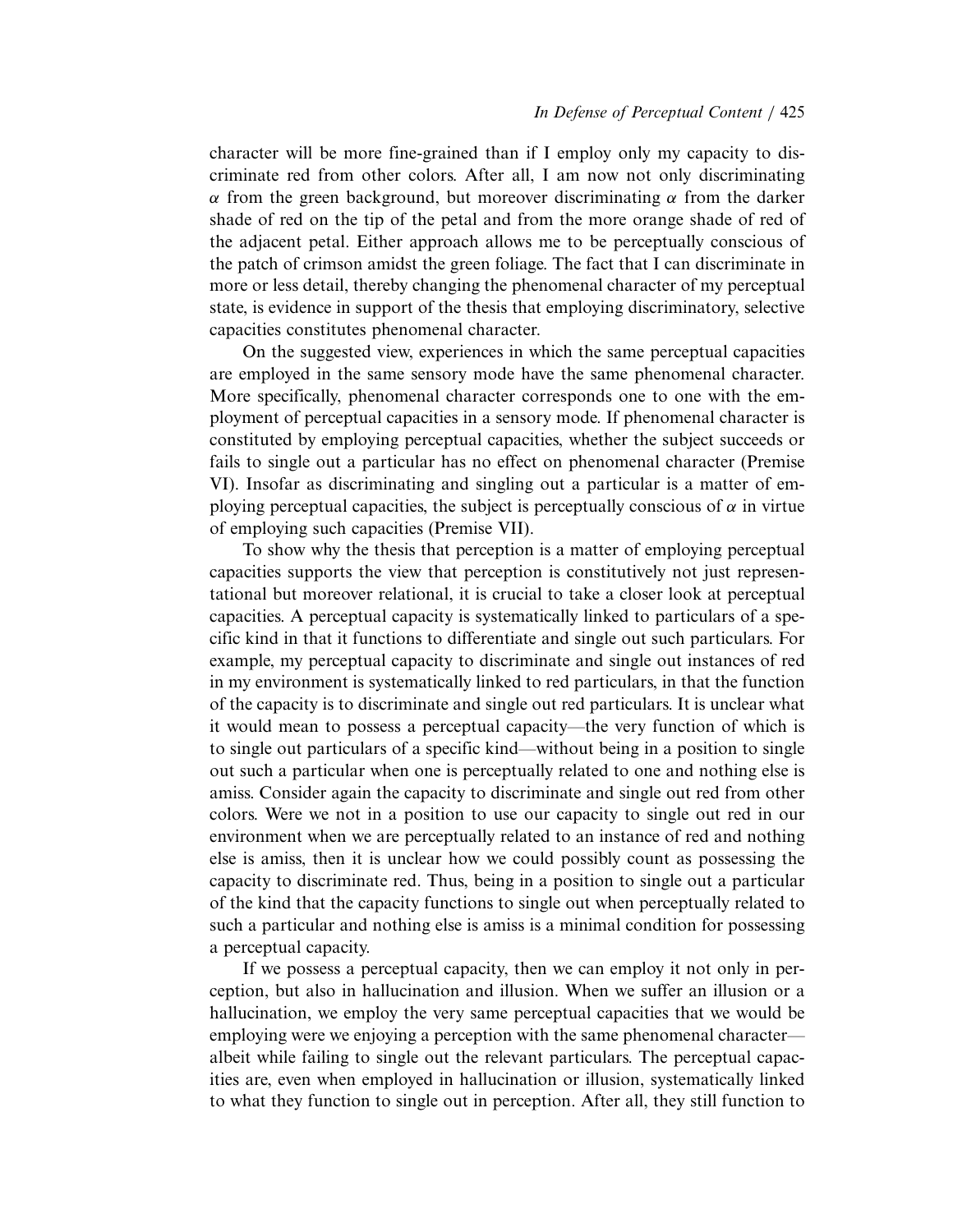character will be more fine-grained than if I employ only my capacity to discriminate red from other colors. After all, I am now not only discriminating $\alpha$ from the green background, but moreover discriminating $\alpha$ from the darker shade of red on the tip of the petal and from the more orange shade of red of the adjacent petal. Either approach allows me to be perceptually conscious of the patch of crimson amidst the green foliage. The fact that I can discriminate in more or less detail, thereby changing the phenomenal character of my perceptual state, is evidence in support of the thesis that employing discriminatory, selective capacities constitutes phenomenal character.

On the suggested view, experiences in which the same perceptual capacities are employed in the same sensory mode have the same phenomenal character. More specifically, phenomenal character corresponds one to one with the employment of perceptual capacities in a sensory mode. If phenomenal character is constituted by employing perceptual capacities, whether the subject succeeds or fails to single out a particular has no effect on phenomenal character (Premise VI). Insofar as discriminating and singling out a particular is a matter of employing perceptual capacities, the subject is perceptually conscious of $\alpha$ in virtue of employing such capacities (Premise VII).

To show why the thesis that perception is a matter of employing perceptual capacities supports the view that perception is constitutively not just representational but moreover relational, it is crucial to take a closer look at perceptual capacities. A perceptual capacity is systematically linked to particulars of a specific kind in that it functions to differentiate and single out such particulars. For example, my perceptual capacity to discriminate and single out instances of red in my environment is systematically linked to red particulars, in that the function of the capacity is to discriminate and single out red particulars. It is unclear what it would mean to possess a perceptual capacity—the very function of which is to single out particulars of a specific kind—without being in a position to single out such a particular when one is perceptually related to one and nothing else is amiss. Consider again the capacity to discriminate and single out red from other colors. Were we not in a position to use our capacity to single out red in our environment when we are perceptually related to an instance of red and nothing else is amiss, then it is unclear how we could possibly count as possessing the capacity to discriminate red. Thus, being in a position to single out a particular of the kind that the capacity functions to single out when perceptually related to such a particular and nothing else is amiss is a minimal condition for possessing a perceptual capacity.

If we possess a perceptual capacity, then we can employ it not only in perception, but also in hallucination and illusion. When we suffer an illusion or a hallucination, we employ the very same perceptual capacities that we would be employing were we enjoying a perception with the same phenomenal character—albeit while failing to single out the relevant particulars. The perceptual capacities are, even when employed in hallucination or illusion, systematically linked to what they function to single out in perception. After all, they still function to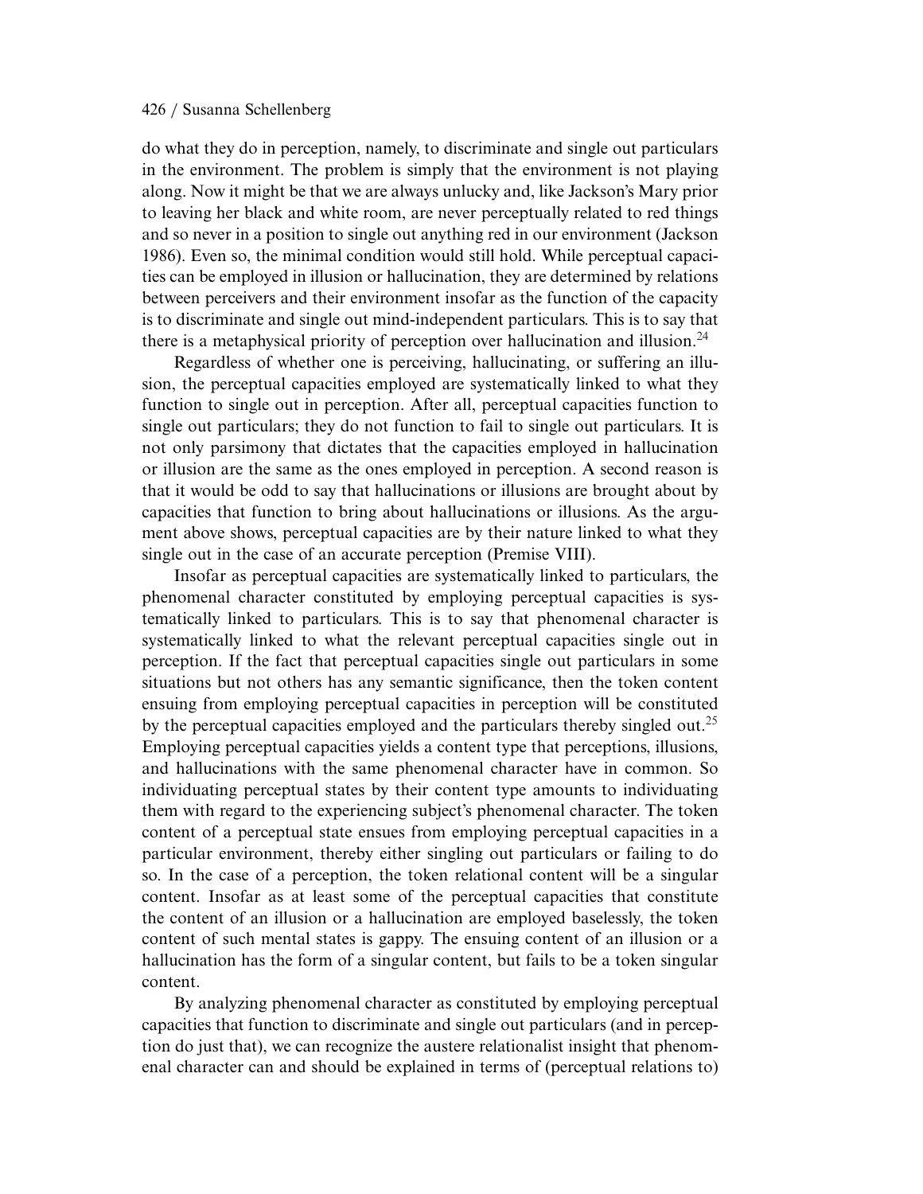do what they do in perception, namely, to discriminate and single out particulars in the environment. The problem is simply that the environment is not playing along. Now it might be that we are always unlucky and, like Jackson's Mary prior to leaving her black and white room, are never perceptually related to red things and so never in a position to single out anything red in our environment (Jackson 1986). Even so, the minimal condition would still hold. While perceptual capacities can be employed in illusion or hallucination, they are determined by relations between perceivers and their environment insofar as the function of the capacity is to discriminate and single out mind-independent particulars. This is to say that there is a metaphysical priority of perception over hallucination and illusion.[24]

Regardless of whether one is perceiving, hallucinating, or suffering an illusion, the perceptual capacities employed are systematically linked to what they function to single out in perception. After all, perceptual capacities function to single out particulars; they do not function to fail to single out particulars. It is not only parsimony that dictates that the capacities employed in hallucination or illusion are the same as the ones employed in perception. A second reason is that it would be odd to say that hallucinations or illusions are brought about by capacities that function to bring about hallucinations or illusions. As the argument above shows, perceptual capacities are by their nature linked to what they single out in the case of an accurate perception (Premise VIII).

Insofar as perceptual capacities are systematically linked to particulars, the phenomenal character constituted by employing perceptual capacities is systematically linked to particulars. This is to say that phenomenal character is systematically linked to what the relevant perceptual capacities single out in perception. If the fact that perceptual capacities single out particulars in some situations but not others has any semantic significance, then the token content ensuing from employing perceptual capacities in perception will be constituted by the perceptual capacities employed and the particulars thereby singled out.[25] Employing perceptual capacities yields a content type that perceptions, illusions, and hallucinations with the same phenomenal character have in common. So individuating perceptual states by their content type amounts to individuating them with regard to the experiencing subject's phenomenal character. The token content of a perceptual state ensues from employing perceptual capacities in a particular environment, thereby either singling out particulars or failing to do so. In the case of a perception, the token relational content will be a singular content. Insofar as at least some of the perceptual capacities that constitute the content of an illusion or a hallucination are employed baselessly, the token content of such mental states is gappy. The ensuing content of an illusion or a hallucination has the form of a singular content, but fails to be a token singular content.

By analyzing phenomenal character as constituted by employing perceptual capacities that function to discriminate and single out particulars (and in perception do just that), we can recognize the austere relationalist insight that phenomenal character can and should be explained in terms of (perceptual relations to)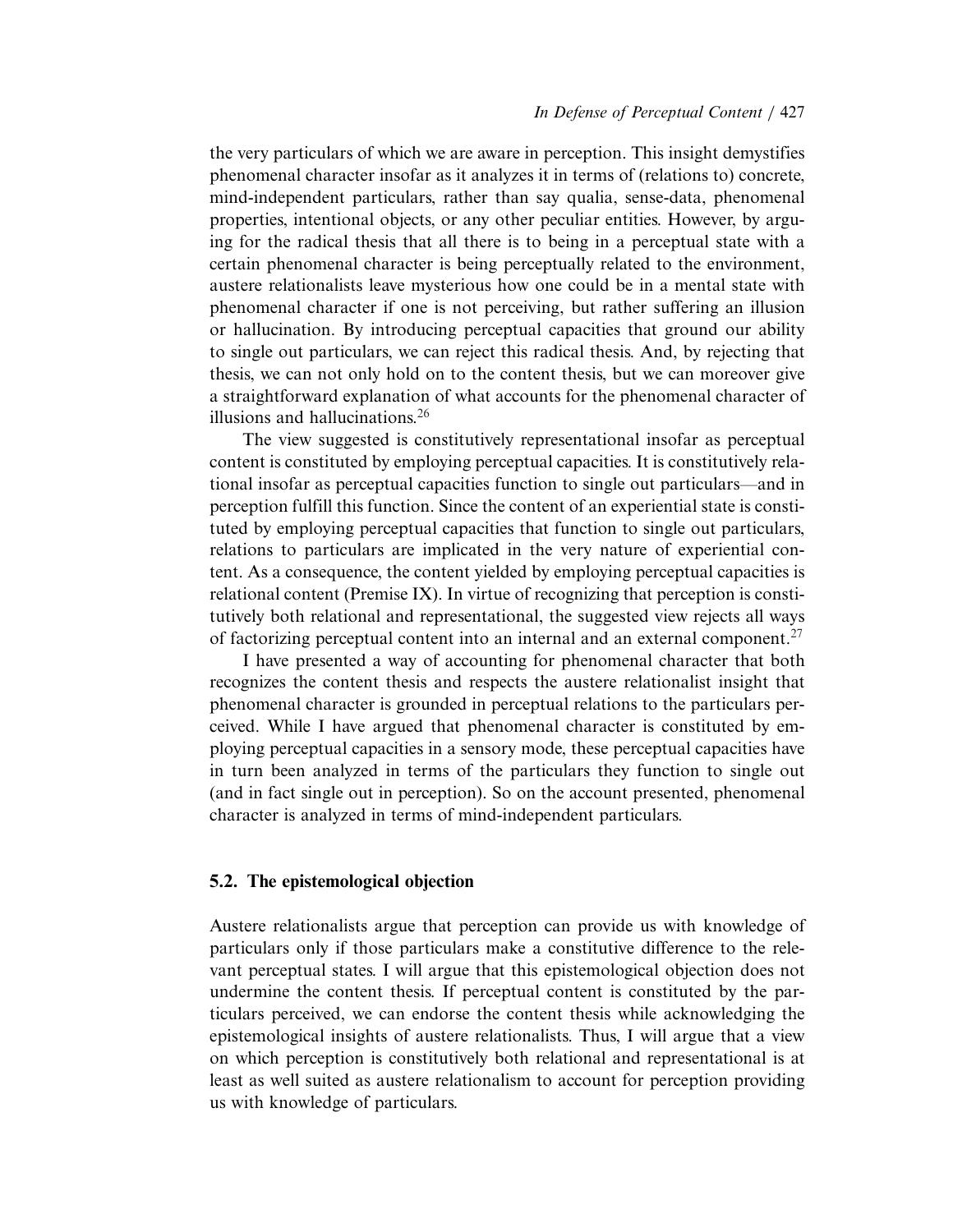the very particulars of which we are aware in perception. This insight demystifies phenomenal character insofar as it analyzes it in terms of (relations to) concrete, mind-independent particulars, rather than say qualia, sense-data, phenomenal properties, intentional objects, or any other peculiar entities. However, by arguing for the radical thesis that all there is to being in a perceptual state with a certain phenomenal character is being perceptually related to the environment, austere relationalists leave mysterious how one could be in a mental state with phenomenal character if one is not perceiving, but rather suffering an illusion or hallucination. By introducing perceptual capacities that ground our ability to single out particulars, we can reject this radical thesis. And, by rejecting that thesis, we can not only hold on to the content thesis, but we can moreover give a straightforward explanation of what accounts for the phenomenal character of illusions and hallucinations.[26]

The view suggested is constitutively representational insofar as perceptual content is constituted by employing perceptual capacities. It is constitutively relational insofar as perceptual capacities function to single out particulars—and in perception fulfill this function. Since the content of an experiential state is constituted by employing perceptual capacities that function to single out particulars, relations to particulars are implicated in the very nature of experiential content. As a consequence, the content yielded by employing perceptual capacities is relational content (Premise IX). In virtue of recognizing that perception is constitutively both relational and representational, the suggested view rejects all ways of factorizing perceptual content into an internal and an external component.[27]

I have presented a way of accounting for phenomenal character that both recognizes the content thesis and respects the austere relationalist insight that phenomenal character is grounded in perceptual relations to the particulars perceived. While I have argued that phenomenal character is constituted by employing perceptual capacities in a sensory mode, these perceptual capacities have in turn been analyzed in terms of the particulars they function to single out (and in fact single out in perception). So on the account presented, phenomenal character is analyzed in terms of mind-independent particulars.

### 5.2. The epistemological objection

Austere relationalists argue that perception can provide us with knowledge of particulars only if those particulars make a constitutive difference to the relevant perceptual states. I will argue that this epistemological objection does not undermine the content thesis. If perceptual content is constituted by the particulars perceived, we can endorse the content thesis while acknowledging the epistemological insights of austere relationalists. Thus, I will argue that a view on which perception is constitutively both relational and representational is at least as well suited as austere relationalism to account for perception providing us with knowledge of particulars.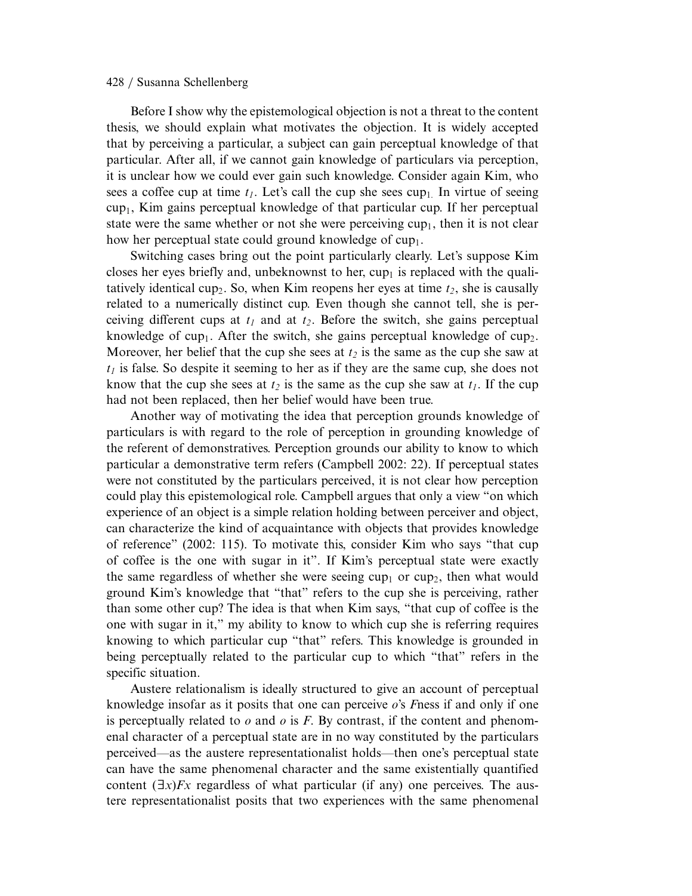Before I show why the epistemological objection is not a threat to the content thesis, we should explain what motivates the objection. It is widely accepted that by perceiving a particular, a subject can gain perceptual knowledge of that particular. After all, if we cannot gain knowledge of particulars via perception, it is unclear how we could ever gain such knowledge. Consider again Kim, who sees a coffee cup at time $t_1$. Let's call the cup she sees $cup_1$. In virtue of seeing $cup_1$, Kim gains perceptual knowledge of that particular cup. If her perceptual state were the same whether or not she were perceiving $cup_1$, then it is not clear how her perceptual state could ground knowledge of $cup_1$.

Switching cases bring out the point particularly clearly. Let's suppose Kim closes her eyes briefly and, unbeknownst to her, $cup_1$ is replaced with the qualitatively identical $cup_2$. So, when Kim reopens her eyes at time $t_2$, she is causally related to a numerically distinct cup. Even though she cannot tell, she is perceiving different cups at $t_1$ and at $t_2$. Before the switch, she gains perceptual knowledge of $cup_1$. After the switch, she gains perceptual knowledge of $cup_2$. Moreover, her belief that the cup she sees at $t_2$ is the same as the cup she saw at $t_1$ is false. So despite it seeming to her as if they are the same cup, she does not know that the cup she sees at $t_2$ is the same as the cup she saw at $t_1$. If the cup had not been replaced, then her belief would have been true.

Another way of motivating the idea that perception grounds knowledge of particulars is with regard to the role of perception in grounding knowledge of the referent of demonstratives. Perception grounds our ability to know to which particular a demonstrative term refers (Campbell 2002: 22). If perceptual states were not constituted by the particulars perceived, it is not clear how perception could play this epistemological role. Campbell argues that only a view "on which experience of an object is a simple relation holding between perceiver and object, can characterize the kind of acquaintance with objects that provides knowledge of reference" (2002: 115). To motivate this, consider Kim who says "that cup of coffee is the one with sugar in it". If Kim's perceptual state were exactly the same regardless of whether she were seeing $cup_1$ or $cup_2$, then what would ground Kim's knowledge that "that" refers to the cup she is perceiving, rather than some other cup? The idea is that when Kim says, "that cup of coffee is the one with sugar in it," my ability to know to which cup she is referring requires knowing to which particular cup "that" refers. This knowledge is grounded in being perceptually related to the particular cup to which "that" refers in the specific situation.

Austere relationalism is ideally structured to give an account of perceptual knowledge insofar as it posits that one can perceive $o$'s $F$ness if and only if one is perceptually related to $o$ and $o$ is $F$. By contrast, if the content and phenomenal character of a perceptual state are in no way constituted by the particulars perceived—as the austere representationalist holds—then one's perceptual state can have the same phenomenal character and the same existentially quantified content $(\exists x)Fx$ regardless of what particular (if any) one perceives. The austere representationalist posits that two experiences with the same phenomenal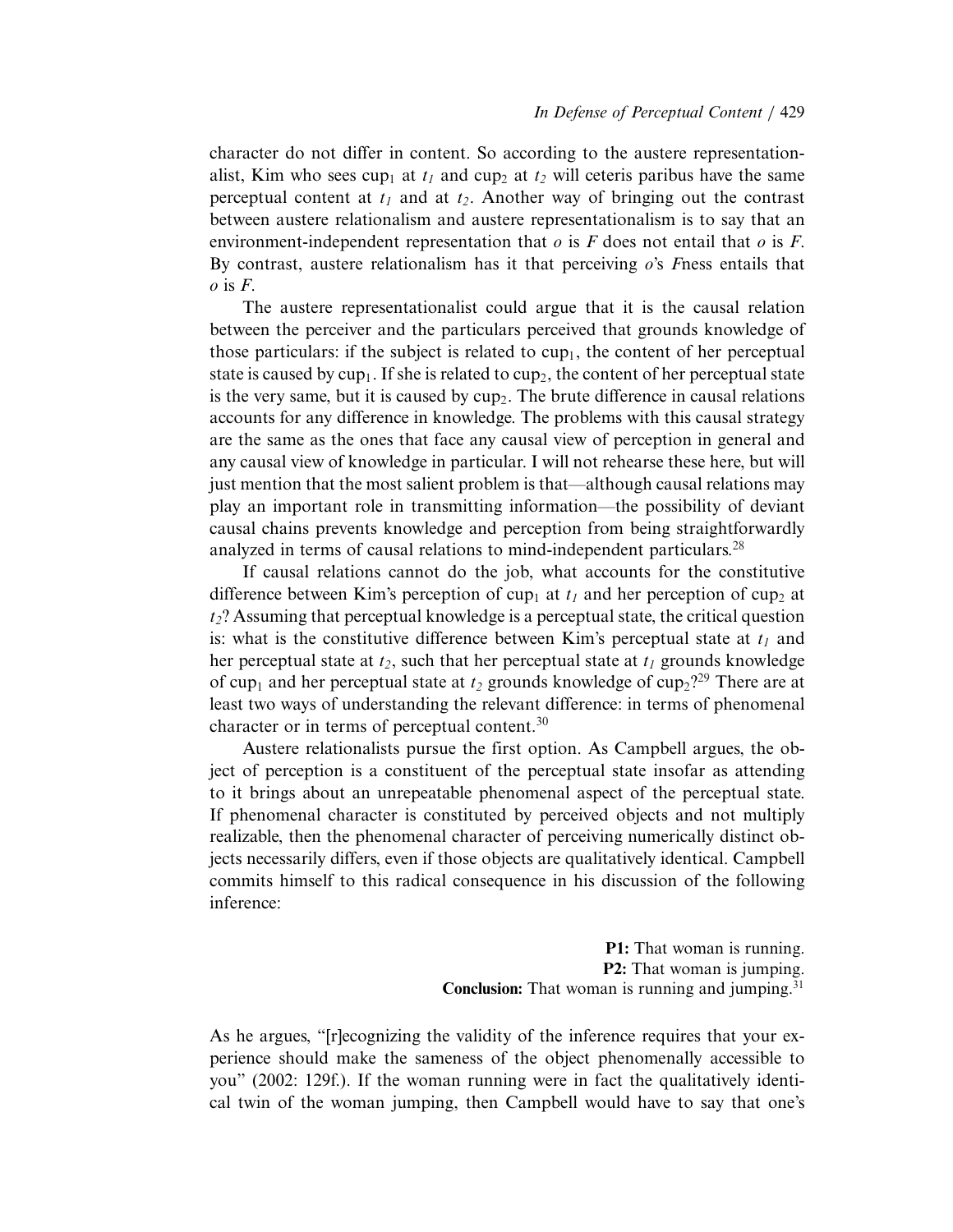character do not differ in content. So according to the austere representationalist, Kim who sees $cup_1$ at $t_1$ and $cup_2$ at $t_2$ will ceteris paribus have the same perceptual content at $t_1$ and at $t_2$. Another way of bringing out the contrast between austere relationalism and austere representationalism is to say that an environment-independent representation that *o* is *F* does not entail that *o* is *F*. By contrast, austere relationalism has it that perceiving *o*'s *F*ness entails that *o* is *F*.

The austere representationalist could argue that it is the causal relation between the perceiver and the particulars perceived that grounds knowledge of those particulars: if the subject is related to $cup_1$, the content of her perceptual state is caused by $cup_1$. If she is related to $cup_2$, the content of her perceptual state is the very same, but it is caused by $cup_2$. The brute difference in causal relations accounts for any difference in knowledge. The problems with this causal strategy are the same as the ones that face any causal view of perception in general and any causal view of knowledge in particular. I will not rehearse these here, but will just mention that the most salient problem is that—although causal relations may play an important role in transmitting information—the possibility of deviant causal chains prevents knowledge and perception from being straightforwardly analyzed in terms of causal relations to mind-independent particulars.[28]

If causal relations cannot do the job, what accounts for the constitutive difference between Kim's perception of $cup_1$ at $t_1$ and her perception of $cup_2$ at $t_2$? Assuming that perceptual knowledge is a perceptual state, the critical question is: what is the constitutive difference between Kim's perceptual state at $t_1$ and her perceptual state at $t_2$, such that her perceptual state at $t_1$ grounds knowledge of $cup_1$ and her perceptual state at $t_2$ grounds knowledge of $cup_2$?[29] There are at least two ways of understanding the relevant difference: in terms of phenomenal character or in terms of perceptual content.[30]

Austere relationalists pursue the first option. As Campbell argues, the object of perception is a constituent of the perceptual state insofar as attending to it brings about an unrepeatable phenomenal aspect of the perceptual state. If phenomenal character is constituted by perceived objects and not multiply realizable, then the phenomenal character of perceiving numerically distinct objects necessarily differs, even if those objects are qualitatively identical. Campbell commits himself to this radical consequence in his discussion of the following inference:

**P1:** That woman is running.
**P2:** That woman is jumping.
**Conclusion:** That woman is running and jumping.[31]

As he argues, "[r]ecognizing the validity of the inference requires that your experience should make the sameness of the object phenomenally accessible to you" (2002: 129f.). If the woman running were in fact the qualitatively identical twin of the woman jumping, then Campbell would have to say that one's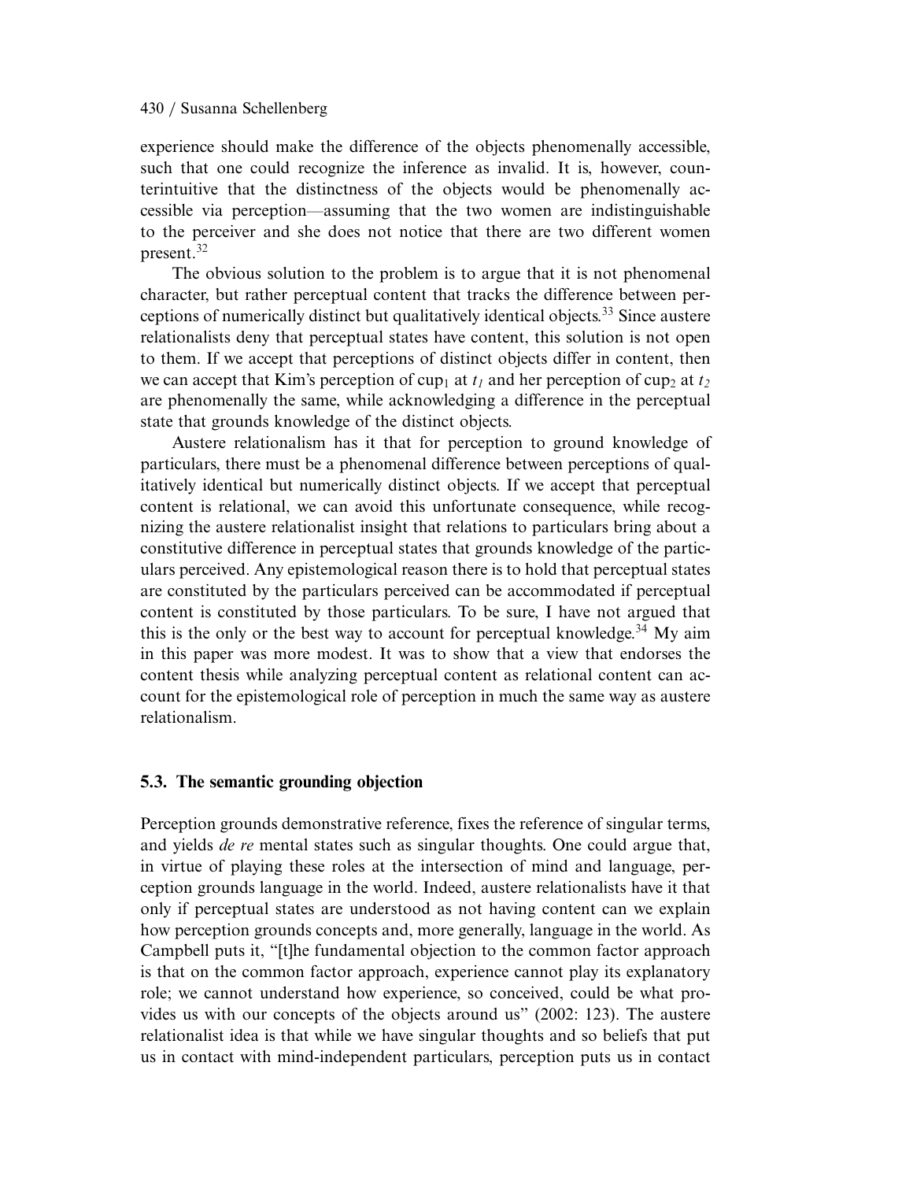experience should make the difference of the objects phenomenally accessible, such that one could recognize the inference as invalid. It is, however, counterintuitive that the distinctness of the objects would be phenomenally accessible via perception—assuming that the two women are indistinguishable to the perceiver and she does not notice that there are two different women present.[32]

The obvious solution to the problem is to argue that it is not phenomenal character, but rather perceptual content that tracks the difference between perceptions of numerically distinct but qualitatively identical objects.[33] Since austere relationalists deny that perceptual states have content, this solution is not open to them. If we accept that perceptions of distinct objects differ in content, then we can accept that Kim's perception of $\text{cup}_1$ at $t_1$ and her perception of $\text{cup}_2$ at $t_2$ are phenomenally the same, while acknowledging a difference in the perceptual state that grounds knowledge of the distinct objects.

Austere relationalism has it that for perception to ground knowledge of particulars, there must be a phenomenal difference between perceptions of qualitatively identical but numerically distinct objects. If we accept that perceptual content is relational, we can avoid this unfortunate consequence, while recognizing the austere relationalist insight that relations to particulars bring about a constitutive difference in perceptual states that grounds knowledge of the particulars perceived. Any epistemological reason there is to hold that perceptual states are constituted by the particulars perceived can be accommodated if perceptual content is constituted by those particulars. To be sure, I have not argued that this is the only or the best way to account for perceptual knowledge.[34] My aim in this paper was more modest. It was to show that a view that endorses the content thesis while analyzing perceptual content as relational content can account for the epistemological role of perception in much the same way as austere relationalism.

### 5.3. The semantic grounding objection

Perception grounds demonstrative reference, fixes the reference of singular terms, and yields *de re* mental states such as singular thoughts. One could argue that, in virtue of playing these roles at the intersection of mind and language, perception grounds language in the world. Indeed, austere relationalists have it that only if perceptual states are understood as not having content can we explain how perception grounds concepts and, more generally, language in the world. As Campbell puts it, "[t]he fundamental objection to the common factor approach is that on the common factor approach, experience cannot play its explanatory role; we cannot understand how experience, so conceived, could be what provides us with our concepts of the objects around us" (2002: 123). The austere relationalist idea is that while we have singular thoughts and so beliefs that put us in contact with mind-independent particulars, perception puts us in contact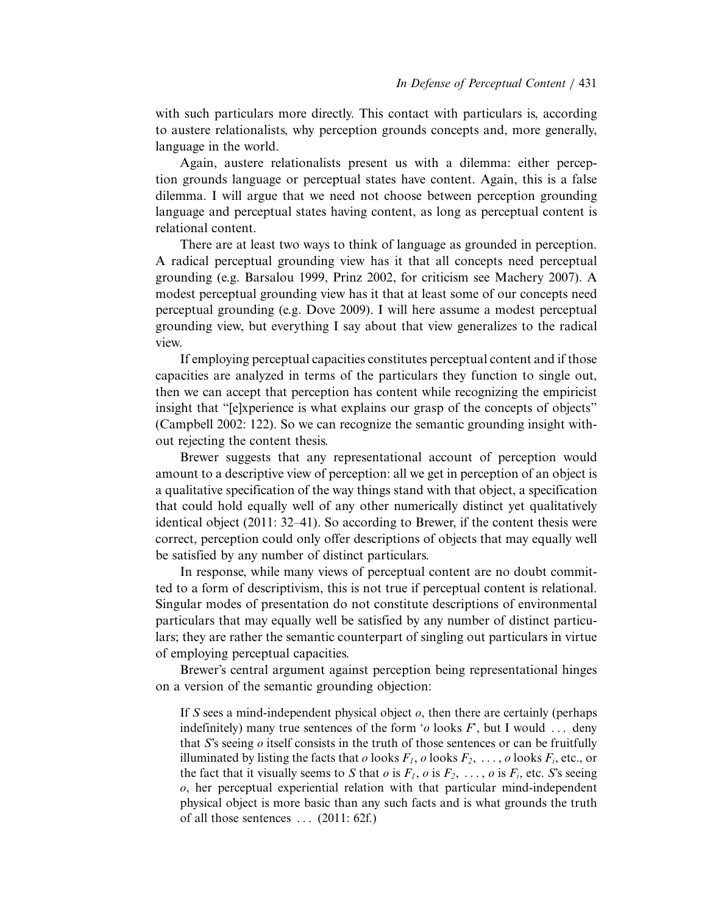with such particulars more directly. This contact with particulars is, according to austere relationalists, why perception grounds concepts and, more generally, language in the world.

Again, austere relationalists present us with a dilemma: either perception grounds language or perceptual states have content. Again, this is a false dilemma. I will argue that we need not choose between perception grounding language and perceptual states having content, as long as perceptual content is relational content.

There are at least two ways to think of language as grounded in perception. A radical perceptual grounding view has it that all concepts need perceptual grounding (e.g. Barsalou 1999, Prinz 2002, for criticism see Machery 2007). A modest perceptual grounding view has it that at least some of our concepts need perceptual grounding (e.g. Dove 2009). I will here assume a modest perceptual grounding view, but everything I say about that view generalizes to the radical view.

If employing perceptual capacities constitutes perceptual content and if those capacities are analyzed in terms of the particulars they function to single out, then we can accept that perception has content while recognizing the empiricist insight that "[e]xperience is what explains our grasp of the concepts of objects" (Campbell 2002: 122). So we can recognize the semantic grounding insight without rejecting the content thesis.

Brewer suggests that any representational account of perception would amount to a descriptive view of perception: all we get in perception of an object is a qualitative specification of the way things stand with that object, a specification that could hold equally well of any other numerically distinct yet qualitatively identical object (2011: 32–41). So according to Brewer, if the content thesis were correct, perception could only offer descriptions of objects that may equally well be satisfied by any number of distinct particulars.

In response, while many views of perceptual content are no doubt committed to a form of descriptivism, this is not true if perceptual content is relational. Singular modes of presentation do not constitute descriptions of environmental particulars that may equally well be satisfied by any number of distinct particulars; they are rather the semantic counterpart of singling out particulars in virtue of employing perceptual capacities.

Brewer's central argument against perception being representational hinges on a version of the semantic grounding objection:

> If *S* sees a mind-independent physical object *o*, then there are certainly (perhaps indefinitely) many true sentences of the form '*o* looks *F*', but I would ... deny that *S*'s seeing *o* itself consists in the truth of those sentences or can be fruitfully illuminated by listing the facts that *o* looks $F_1$, *o* looks $F_2$, ..., *o* looks $F_i$, etc., or the fact that it visually seems to *S* that *o* is $F_1$, *o* is $F_2$, ..., *o* is $F_i$, etc. *S*'s seeing *o*, her perceptual experiential relation with that particular mind-independent physical object is more basic than any such facts and is what grounds the truth of all those sentences ... (2011: 62f.)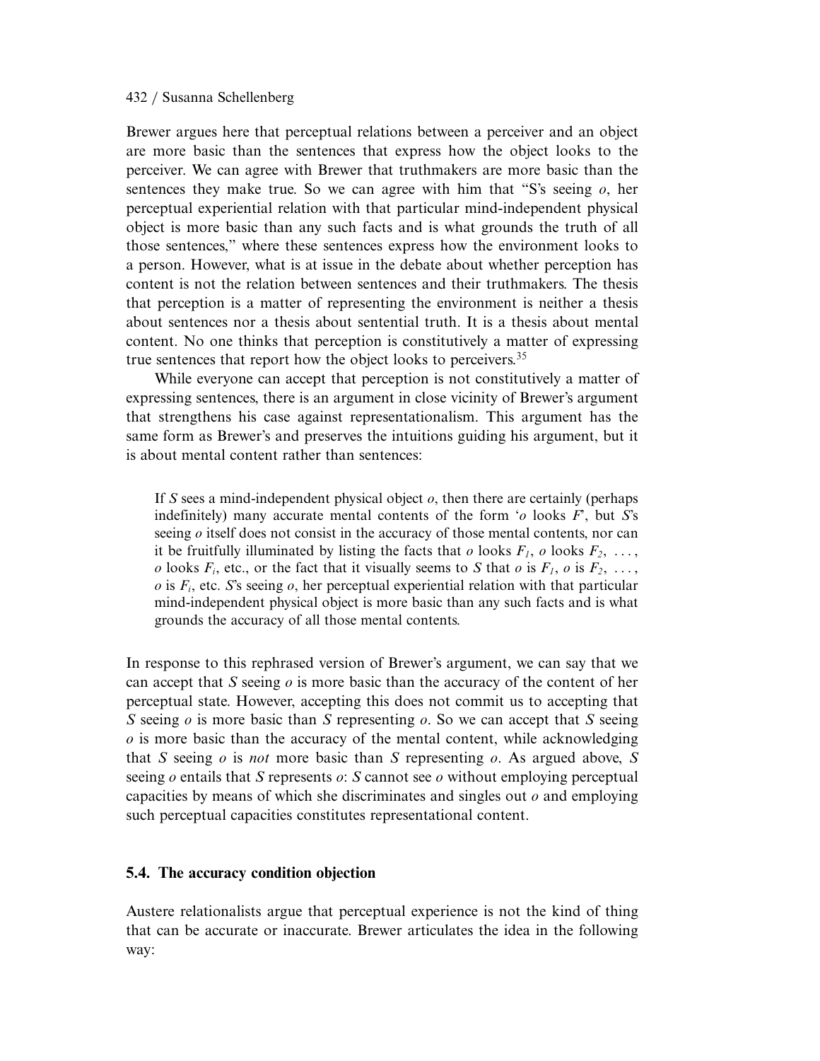Brewer argues here that perceptual relations between a perceiver and an object are more basic than the sentences that express how the object looks to the perceiver. We can agree with Brewer that truthmakers are more basic than the sentences they make true. So we can agree with him that "S's seeing *o*, her perceptual experiential relation with that particular mind-independent physical object is more basic than any such facts and is what grounds the truth of all those sentences," where these sentences express how the environment looks to a person. However, what is at issue in the debate about whether perception has content is not the relation between sentences and their truthmakers. The thesis that perception is a matter of representing the environment is neither a thesis about sentences nor a thesis about sentential truth. It is a thesis about mental content. No one thinks that perception is constitutively a matter of expressing true sentences that report how the object looks to perceivers.[35]

While everyone can accept that perception is not constitutively a matter of expressing sentences, there is an argument in close vicinity of Brewer's argument that strengthens his case against representationalism. This argument has the same form as Brewer's and preserves the intuitions guiding his argument, but it is about mental content rather than sentences:

> If *S* sees a mind-independent physical object *o*, then there are certainly (perhaps indefinitely) many accurate mental contents of the form '*o* looks *F*', but *S*'s seeing *o* itself does not consist in the accuracy of those mental contents, nor can it be fruitfully illuminated by listing the facts that *o* looks $F_1$, *o* looks $F_2$, ..., *o* looks $F_i$, etc., or the fact that it visually seems to *S* that *o* is $F_1$, *o* is $F_2$, ..., *o* is $F_i$, etc. *S*'s seeing *o*, her perceptual experiential relation with that particular mind-independent physical object is more basic than any such facts and is what grounds the accuracy of all those mental contents.

In response to this rephrased version of Brewer's argument, we can say that we can accept that *S* seeing *o* is more basic than the accuracy of the content of her perceptual state. However, accepting this does not commit us to accepting that *S* seeing *o* is more basic than *S* representing *o*. So we can accept that *S* seeing *o* is more basic than the accuracy of the mental content, while acknowledging that *S* seeing *o* is *not* more basic than *S* representing *o*. As argued above, *S* seeing *o* entails that *S* represents *o*: *S* cannot see *o* without employing perceptual capacities by means of which she discriminates and singles out *o* and employing such perceptual capacities constitutes representational content.

### 5.4. The accuracy condition objection

Austere relationalists argue that perceptual experience is not the kind of thing that can be accurate or inaccurate. Brewer articulates the idea in the following way: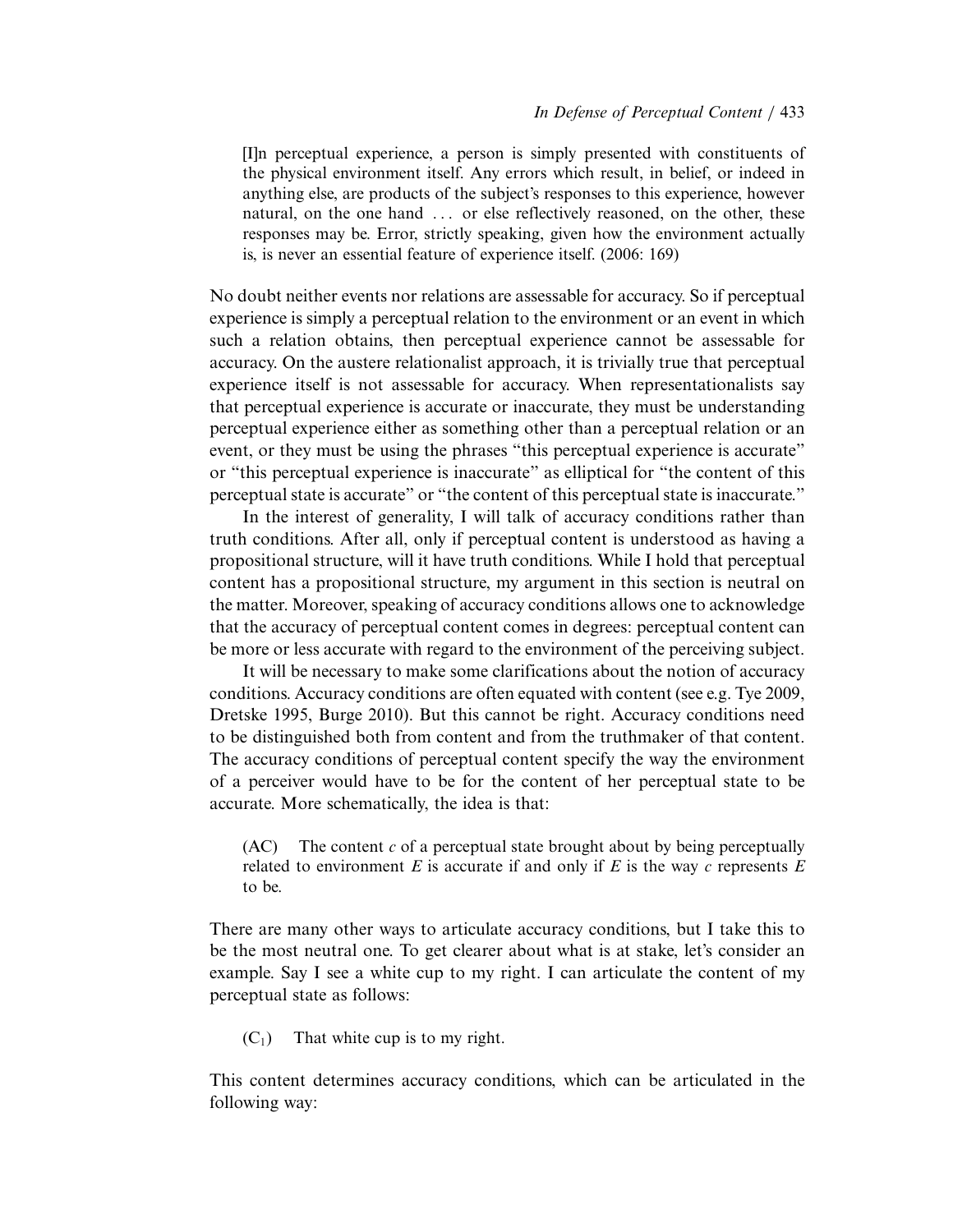> [I]n perceptual experience, a person is simply presented with constituents of the physical environment itself. Any errors which result, in belief, or indeed in anything else, are products of the subject's responses to this experience, however natural, on the one hand . . . or else reflectively reasoned, on the other, these responses may be. Error, strictly speaking, given how the environment actually is, is never an essential feature of experience itself. (2006: 169)

No doubt neither events nor relations are assessable for accuracy. So if perceptual experience is simply a perceptual relation to the environment or an event in which such a relation obtains, then perceptual experience cannot be assessable for accuracy. On the austere relationalist approach, it is trivially true that perceptual experience itself is not assessable for accuracy. When representationalists say that perceptual experience is accurate or inaccurate, they must be understanding perceptual experience either as something other than a perceptual relation or an event, or they must be using the phrases "this perceptual experience is accurate" or "this perceptual experience is inaccurate" as elliptical for "the content of this perceptual state is accurate" or "the content of this perceptual state is inaccurate."

In the interest of generality, I will talk of accuracy conditions rather than truth conditions. After all, only if perceptual content is understood as having a propositional structure, will it have truth conditions. While I hold that perceptual content has a propositional structure, my argument in this section is neutral on the matter. Moreover, speaking of accuracy conditions allows one to acknowledge that the accuracy of perceptual content comes in degrees: perceptual content can be more or less accurate with regard to the environment of the perceiving subject.

It will be necessary to make some clarifications about the notion of accuracy conditions. Accuracy conditions are often equated with content (see e.g. Tye 2009, Dretske 1995, Burge 2010). But this cannot be right. Accuracy conditions need to be distinguished both from content and from the truthmaker of that content. The accuracy conditions of perceptual content specify the way the environment of a perceiver would have to be for the content of her perceptual state to be accurate. More schematically, the idea is that:

> (AC) The content *c* of a perceptual state brought about by being perceptually related to environment *E* is accurate if and only if *E* is the way *c* represents *E* to be.

There are many other ways to articulate accuracy conditions, but I take this to be the most neutral one. To get clearer about what is at stake, let's consider an example. Say I see a white cup to my right. I can articulate the content of my perceptual state as follows:

> ($C_1$) That white cup is to my right.

This content determines accuracy conditions, which can be articulated in the following way: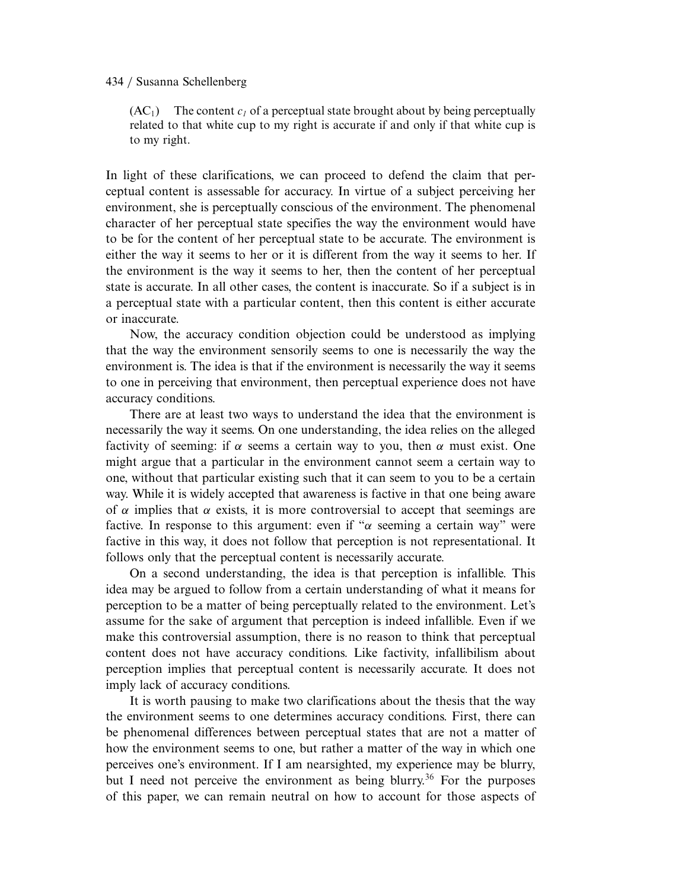($AC_1$) The content $c_1$ of a perceptual state brought about by being perceptually related to that white cup to my right is accurate if and only if that white cup is to my right.

In light of these clarifications, we can proceed to defend the claim that perceptual content is assessable for accuracy. In virtue of a subject perceiving her environment, she is perceptually conscious of the environment. The phenomenal character of her perceptual state specifies the way the environment would have to be for the content of her perceptual state to be accurate. The environment is either the way it seems to her or it is different from the way it seems to her. If the environment is the way it seems to her, then the content of her perceptual state is accurate. In all other cases, the content is inaccurate. So if a subject is in a perceptual state with a particular content, then this content is either accurate or inaccurate.

Now, the accuracy condition objection could be understood as implying that the way the environment sensorily seems to one is necessarily the way the environment is. The idea is that if the environment is necessarily the way it seems to one in perceiving that environment, then perceptual experience does not have accuracy conditions.

There are at least two ways to understand the idea that the environment is necessarily the way it seems. On one understanding, the idea relies on the alleged factivity of seeming: if $\alpha$ seems a certain way to you, then $\alpha$ must exist. One might argue that a particular in the environment cannot seem a certain way to one, without that particular existing such that it can seem to you to be a certain way. While it is widely accepted that awareness is factive in that one being aware of $\alpha$ implies that $\alpha$ exists, it is more controversial to accept that seemings are factive. In response to this argument: even if "$\alpha$ seeming a certain way" were factive in this way, it does not follow that perception is not representational. It follows only that the perceptual content is necessarily accurate.

On a second understanding, the idea is that perception is infallible. This idea may be argued to follow from a certain understanding of what it means for perception to be a matter of being perceptually related to the environment. Let's assume for the sake of argument that perception is indeed infallible. Even if we make this controversial assumption, there is no reason to think that perceptual content does not have accuracy conditions. Like factivity, infallibilism about perception implies that perceptual content is necessarily accurate. It does not imply lack of accuracy conditions.

It is worth pausing to make two clarifications about the thesis that the way the environment seems to one determines accuracy conditions. First, there can be phenomenal differences between perceptual states that are not a matter of how the environment seems to one, but rather a matter of the way in which one perceives one's environment. If I am nearsighted, my experience may be blurry, but I need not perceive the environment as being blurry.[36] For the purposes of this paper, we can remain neutral on how to account for those aspects of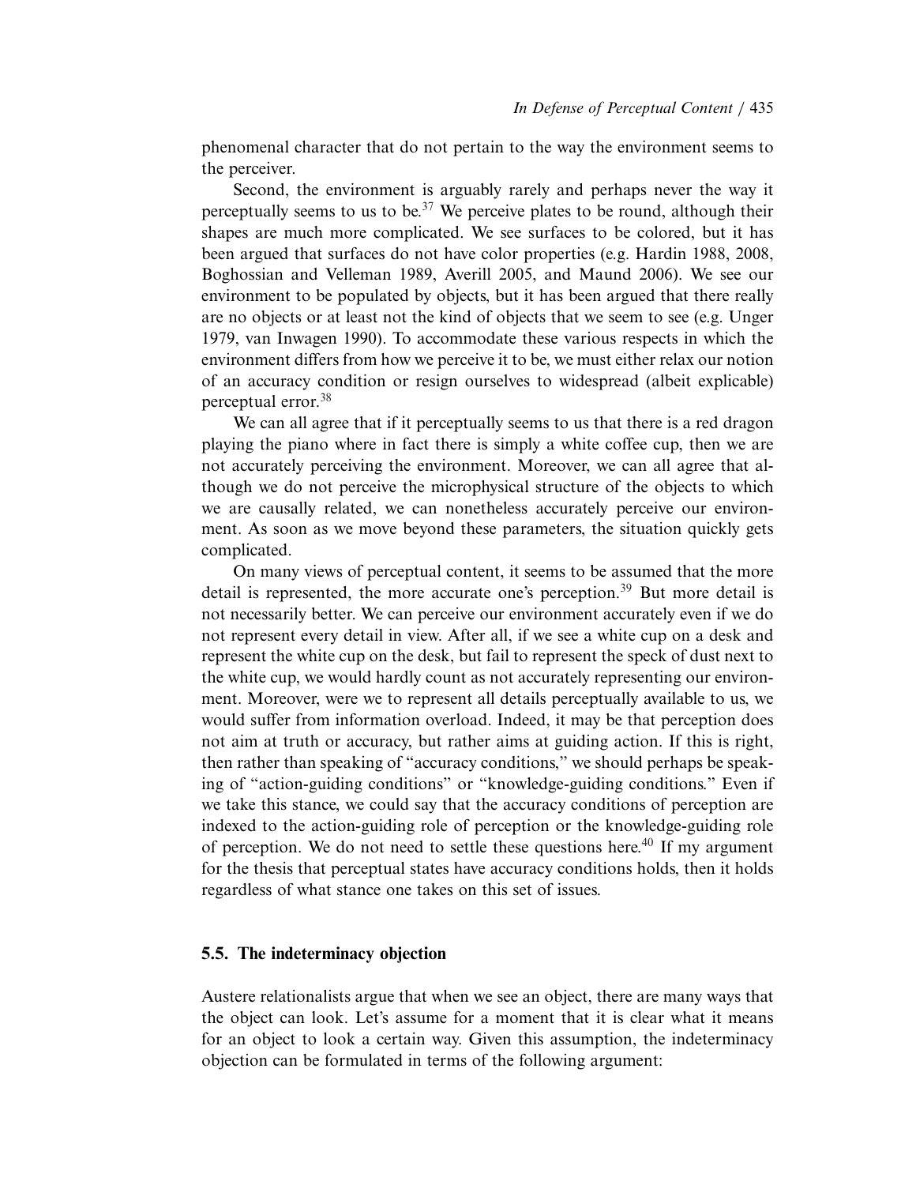phenomenal character that do not pertain to the way the environment seems to the perceiver.

Second, the environment is arguably rarely and perhaps never the way it perceptually seems to us to be.[37] We perceive plates to be round, although their shapes are much more complicated. We see surfaces to be colored, but it has been argued that surfaces do not have color properties (e.g. Hardin 1988, 2008, Boghossian and Velleman 1989, Averill 2005, and Maund 2006). We see our environment to be populated by objects, but it has been argued that there really are no objects or at least not the kind of objects that we seem to see (e.g. Unger 1979, van Inwagen 1990). To accommodate these various respects in which the environment differs from how we perceive it to be, we must either relax our notion of an accuracy condition or resign ourselves to widespread (albeit explicable) perceptual error.[38]

We can all agree that if it perceptually seems to us that there is a red dragon playing the piano where in fact there is simply a white coffee cup, then we are not accurately perceiving the environment. Moreover, we can all agree that although we do not perceive the microphysical structure of the objects to which we are causally related, we can nonetheless accurately perceive our environment. As soon as we move beyond these parameters, the situation quickly gets complicated.

On many views of perceptual content, it seems to be assumed that the more detail is represented, the more accurate one's perception.[39] But more detail is not necessarily better. We can perceive our environment accurately even if we do not represent every detail in view. After all, if we see a white cup on a desk and represent the white cup on the desk, but fail to represent the speck of dust next to the white cup, we would hardly count as not accurately representing our environment. Moreover, were we to represent all details perceptually available to us, we would suffer from information overload. Indeed, it may be that perception does not aim at truth or accuracy, but rather aims at guiding action. If this is right, then rather than speaking of "accuracy conditions," we should perhaps be speaking of "action-guiding conditions" or "knowledge-guiding conditions." Even if we take this stance, we could say that the accuracy conditions of perception are indexed to the action-guiding role of perception or the knowledge-guiding role of perception. We do not need to settle these questions here.[40] If my argument for the thesis that perceptual states have accuracy conditions holds, then it holds regardless of what stance one takes on this set of issues.

### 5.5. The indeterminacy objection

Austere relationalists argue that when we see an object, there are many ways that the object can look. Let's assume for a moment that it is clear what it means for an object to look a certain way. Given this assumption, the indeterminacy objection can be formulated in terms of the following argument: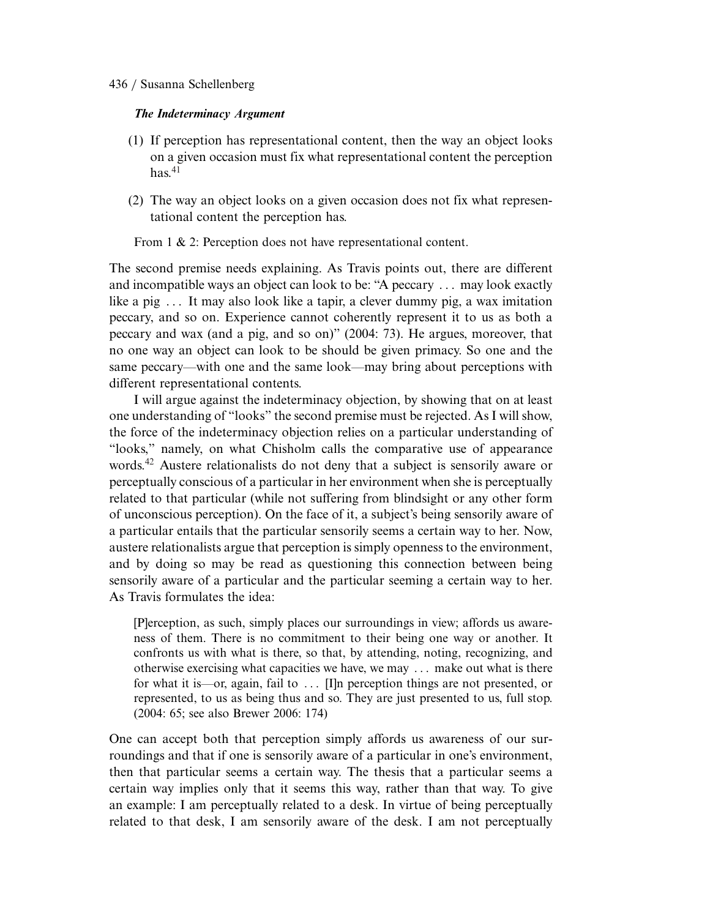***The Indeterminacy Argument***

(1) If perception has representational content, then the way an object looks on a given occasion must fix what representational content the perception has.[41]

(2) The way an object looks on a given occasion does not fix what representational content the perception has.

From 1 & 2: Perception does not have representational content.

The second premise needs explaining. As Travis points out, there are different and incompatible ways an object can look to be: "A peccary . . . may look exactly like a pig . . . It may also look like a tapir, a clever dummy pig, a wax imitation peccary, and so on. Experience cannot coherently represent it to us as both a peccary and wax (and a pig, and so on)" (2004: 73). He argues, moreover, that no one way an object can look to be should be given primacy. So one and the same peccary—with one and the same look—may bring about perceptions with different representational contents.

I will argue against the indeterminacy objection, by showing that on at least one understanding of "looks" the second premise must be rejected. As I will show, the force of the indeterminacy objection relies on a particular understanding of "looks," namely, on what Chisholm calls the comparative use of appearance words.[42] Austere relationalists do not deny that a subject is sensorily aware or perceptually conscious of a particular in her environment when she is perceptually related to that particular (while not suffering from blindsight or any other form of unconscious perception). On the face of it, a subject's being sensorily aware of a particular entails that the particular sensorily seems a certain way to her. Now, austere relationalists argue that perception is simply openness to the environment, and by doing so may be read as questioning this connection between being sensorily aware of a particular and the particular seeming a certain way to her. As Travis formulates the idea:

> [P]erception, as such, simply places our surroundings in view; affords us awareness of them. There is no commitment to their being one way or another. It confronts us with what is there, so that, by attending, noting, recognizing, and otherwise exercising what capacities we have, we may . . . make out what is there for what it is—or, again, fail to . . . [I]n perception things are not presented, or represented, to us as being thus and so. They are just presented to us, full stop. (2004: 65; see also Brewer 2006: 174)

One can accept both that perception simply affords us awareness of our surroundings and that if one is sensorily aware of a particular in one's environment, then that particular seems a certain way. The thesis that a particular seems a certain way implies only that it seems this way, rather than that way. To give an example: I am perceptually related to a desk. In virtue of being perceptually related to that desk, I am sensorily aware of the desk. I am not perceptually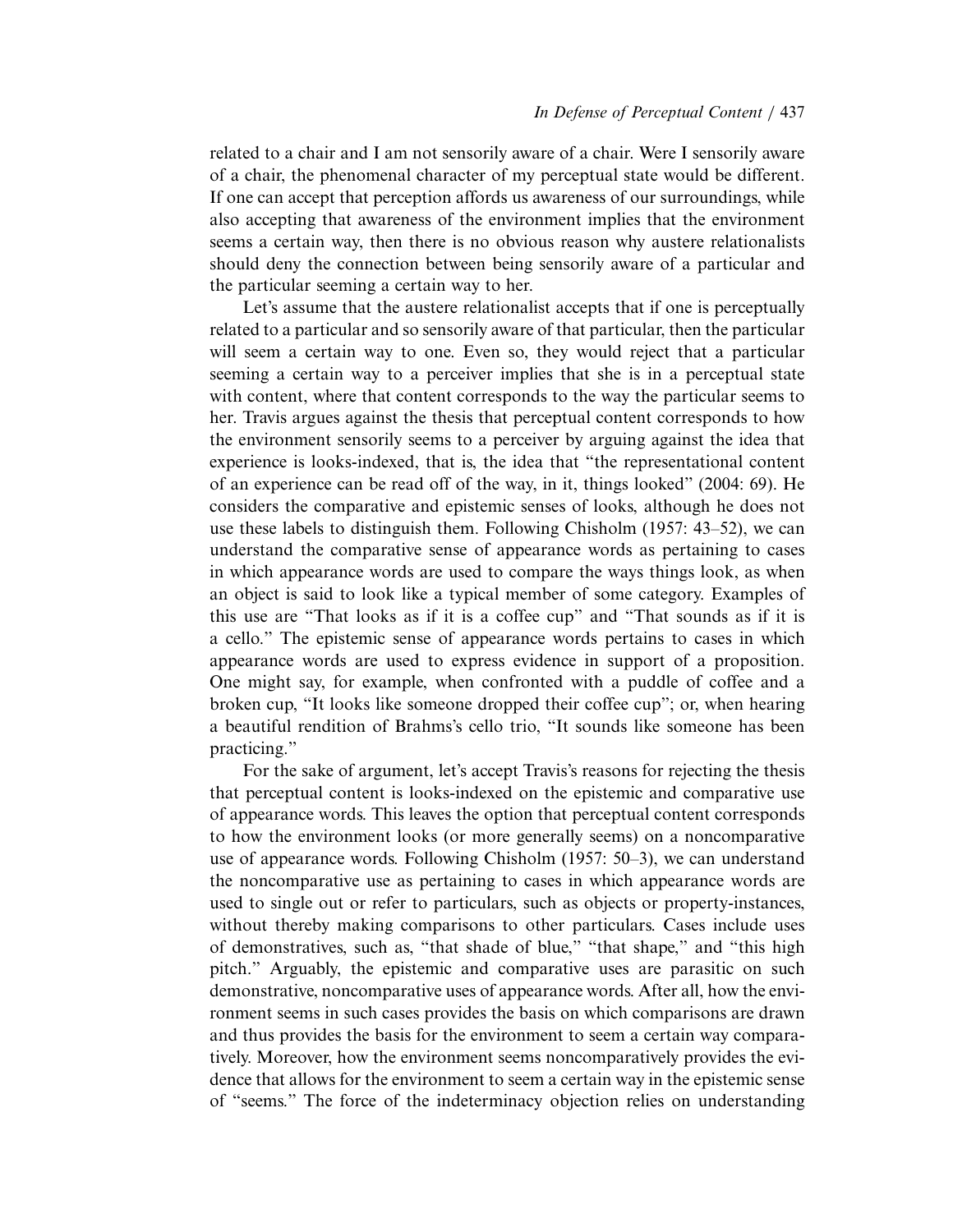related to a chair and I am not sensorily aware of a chair. Were I sensorily aware of a chair, the phenomenal character of my perceptual state would be different. If one can accept that perception affords us awareness of our surroundings, while also accepting that awareness of the environment implies that the environment seems a certain way, then there is no obvious reason why austere relationalists should deny the connection between being sensorily aware of a particular and the particular seeming a certain way to her.

Let's assume that the austere relationalist accepts that if one is perceptually related to a particular and so sensorily aware of that particular, then the particular will seem a certain way to one. Even so, they would reject that a particular seeming a certain way to a perceiver implies that she is in a perceptual state with content, where that content corresponds to the way the particular seems to her. Travis argues against the thesis that perceptual content corresponds to how the environment sensorily seems to a perceiver by arguing against the idea that experience is looks-indexed, that is, the idea that "the representational content of an experience can be read off of the way, in it, things looked" (2004: 69). He considers the comparative and epistemic senses of looks, although he does not use these labels to distinguish them. Following Chisholm (1957: 43–52), we can understand the comparative sense of appearance words as pertaining to cases in which appearance words are used to compare the ways things look, as when an object is said to look like a typical member of some category. Examples of this use are "That looks as if it is a coffee cup" and "That sounds as if it is a cello." The epistemic sense of appearance words pertains to cases in which appearance words are used to express evidence in support of a proposition. One might say, for example, when confronted with a puddle of coffee and a broken cup, "It looks like someone dropped their coffee cup"; or, when hearing a beautiful rendition of Brahms's cello trio, "It sounds like someone has been practicing."

For the sake of argument, let's accept Travis's reasons for rejecting the thesis that perceptual content is looks-indexed on the epistemic and comparative use of appearance words. This leaves the option that perceptual content corresponds to how the environment looks (or more generally seems) on a noncomparative use of appearance words. Following Chisholm (1957: 50–3), we can understand the noncomparative use as pertaining to cases in which appearance words are used to single out or refer to particulars, such as objects or property-instances, without thereby making comparisons to other particulars. Cases include uses of demonstratives, such as, "that shade of blue," "that shape," and "this high pitch." Arguably, the epistemic and comparative uses are parasitic on such demonstrative, noncomparative uses of appearance words. After all, how the environment seems in such cases provides the basis on which comparisons are drawn and thus provides the basis for the environment to seem a certain way comparatively. Moreover, how the environment seems noncomparatively provides the evidence that allows for the environment to seem a certain way in the epistemic sense of "seems." The force of the indeterminacy objection relies on understanding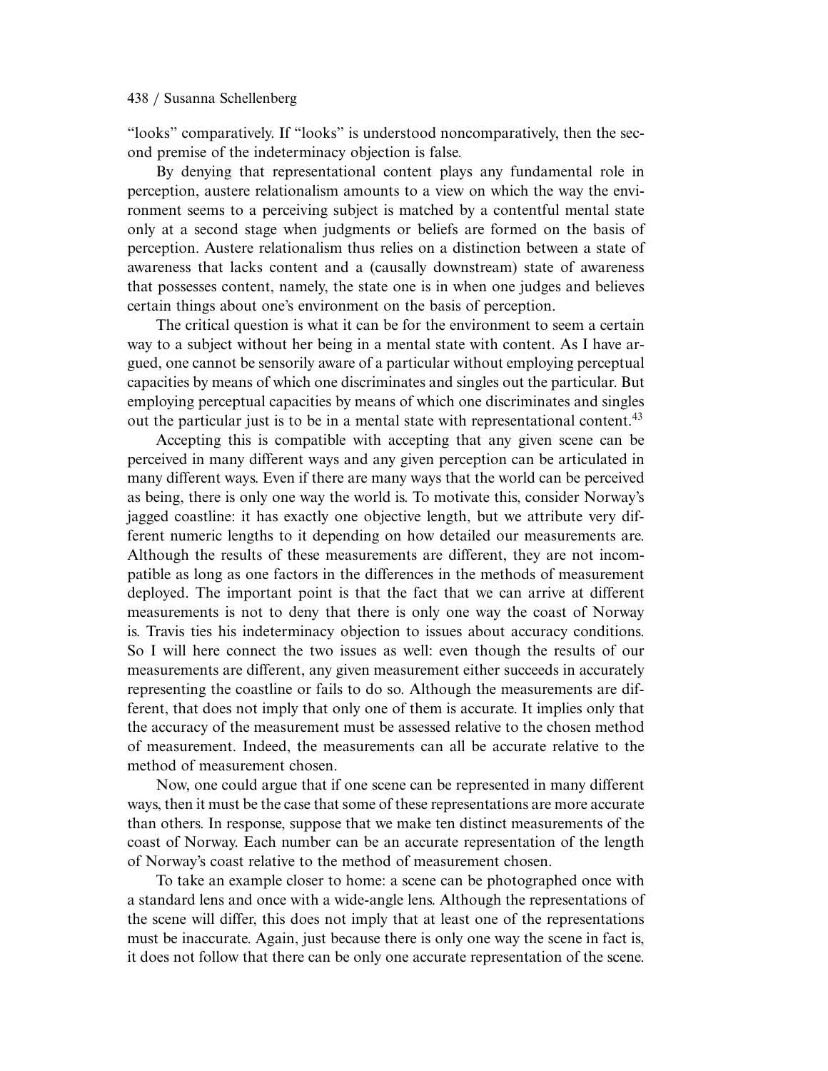"looks" comparatively. If "looks" is understood noncomparatively, then the second premise of the indeterminacy objection is false.

By denying that representational content plays any fundamental role in perception, austere relationalism amounts to a view on which the way the environment seems to a perceiving subject is matched by a contentful mental state only at a second stage when judgments or beliefs are formed on the basis of perception. Austere relationalism thus relies on a distinction between a state of awareness that lacks content and a (causally downstream) state of awareness that possesses content, namely, the state one is in when one judges and believes certain things about one's environment on the basis of perception.

The critical question is what it can be for the environment to seem a certain way to a subject without her being in a mental state with content. As I have argued, one cannot be sensorily aware of a particular without employing perceptual capacities by means of which one discriminates and singles out the particular. But employing perceptual capacities by means of which one discriminates and singles out the particular just is to be in a mental state with representational content.[43]

Accepting this is compatible with accepting that any given scene can be perceived in many different ways and any given perception can be articulated in many different ways. Even if there are many ways that the world can be perceived as being, there is only one way the world is. To motivate this, consider Norway's jagged coastline: it has exactly one objective length, but we attribute very different numeric lengths to it depending on how detailed our measurements are. Although the results of these measurements are different, they are not incompatible as long as one factors in the differences in the methods of measurement deployed. The important point is that the fact that we can arrive at different measurements is not to deny that there is only one way the coast of Norway is. Travis ties his indeterminacy objection to issues about accuracy conditions. So I will here connect the two issues as well: even though the results of our measurements are different, any given measurement either succeeds in accurately representing the coastline or fails to do so. Although the measurements are different, that does not imply that only one of them is accurate. It implies only that the accuracy of the measurement must be assessed relative to the chosen method of measurement. Indeed, the measurements can all be accurate relative to the method of measurement chosen.

Now, one could argue that if one scene can be represented in many different ways, then it must be the case that some of these representations are more accurate than others. In response, suppose that we make ten distinct measurements of the coast of Norway. Each number can be an accurate representation of the length of Norway's coast relative to the method of measurement chosen.

To take an example closer to home: a scene can be photographed once with a standard lens and once with a wide-angle lens. Although the representations of the scene will differ, this does not imply that at least one of the representations must be inaccurate. Again, just because there is only one way the scene in fact is, it does not follow that there can be only one accurate representation of the scene.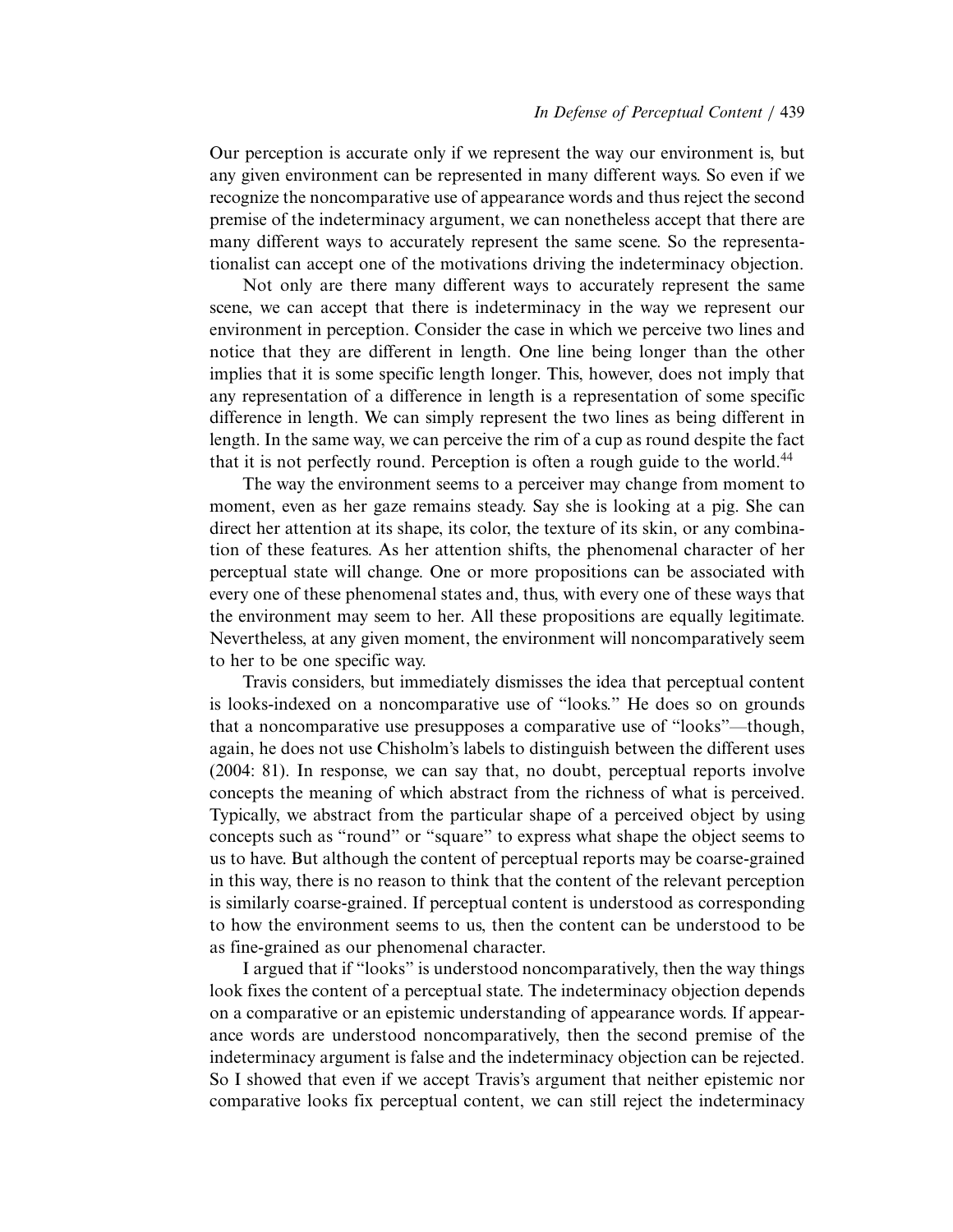Our perception is accurate only if we represent the way our environment is, but any given environment can be represented in many different ways. So even if we recognize the noncomparative use of appearance words and thus reject the second premise of the indeterminacy argument, we can nonetheless accept that there are many different ways to accurately represent the same scene. So the representationalist can accept one of the motivations driving the indeterminacy objection.

Not only are there many different ways to accurately represent the same scene, we can accept that there is indeterminacy in the way we represent our environment in perception. Consider the case in which we perceive two lines and notice that they are different in length. One line being longer than the other implies that it is some specific length longer. This, however, does not imply that any representation of a difference in length is a representation of some specific difference in length. We can simply represent the two lines as being different in length. In the same way, we can perceive the rim of a cup as round despite the fact that it is not perfectly round. Perception is often a rough guide to the world.[44]

The way the environment seems to a perceiver may change from moment to moment, even as her gaze remains steady. Say she is looking at a pig. She can direct her attention at its shape, its color, the texture of its skin, or any combination of these features. As her attention shifts, the phenomenal character of her perceptual state will change. One or more propositions can be associated with every one of these phenomenal states and, thus, with every one of these ways that the environment may seem to her. All these propositions are equally legitimate. Nevertheless, at any given moment, the environment will noncomparatively seem to her to be one specific way.

Travis considers, but immediately dismisses the idea that perceptual content is looks-indexed on a noncomparative use of "looks." He does so on grounds that a noncomparative use presupposes a comparative use of "looks"—though, again, he does not use Chisholm's labels to distinguish between the different uses (2004: 81). In response, we can say that, no doubt, perceptual reports involve concepts the meaning of which abstract from the richness of what is perceived. Typically, we abstract from the particular shape of a perceived object by using concepts such as "round" or "square" to express what shape the object seems to us to have. But although the content of perceptual reports may be coarse-grained in this way, there is no reason to think that the content of the relevant perception is similarly coarse-grained. If perceptual content is understood as corresponding to how the environment seems to us, then the content can be understood to be as fine-grained as our phenomenal character.

I argued that if "looks" is understood noncomparatively, then the way things look fixes the content of a perceptual state. The indeterminacy objection depends on a comparative or an epistemic understanding of appearance words. If appearance words are understood noncomparatively, then the second premise of the indeterminacy argument is false and the indeterminacy objection can be rejected. So I showed that even if we accept Travis's argument that neither epistemic nor comparative looks fix perceptual content, we can still reject the indeterminacy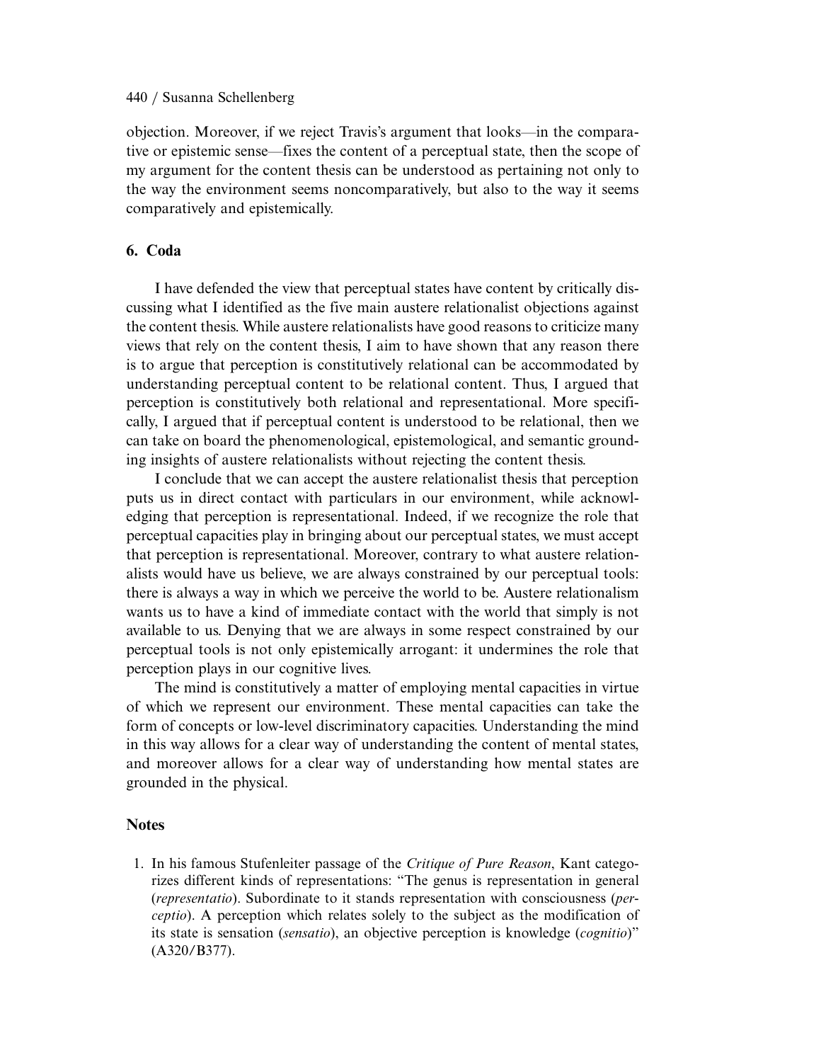objection. Moreover, if we reject Travis's argument that looks—in the comparative or epistemic sense—fixes the content of a perceptual state, then the scope of my argument for the content thesis can be understood as pertaining not only to the way the environment seems noncomparatively, but also to the way it seems comparatively and epistemically.

## 6. Coda

I have defended the view that perceptual states have content by critically discussing what I identified as the five main austere relationalist objections against the content thesis. While austere relationalists have good reasons to criticize many views that rely on the content thesis, I aim to have shown that any reason there is to argue that perception is constitutively relational can be accommodated by understanding perceptual content to be relational content. Thus, I argued that perception is constitutively both relational and representational. More specifically, I argued that if perceptual content is understood to be relational, then we can take on board the phenomenological, epistemological, and semantic grounding insights of austere relationalists without rejecting the content thesis.

I conclude that we can accept the austere relationalist thesis that perception puts us in direct contact with particulars in our environment, while acknowledging that perception is representational. Indeed, if we recognize the role that perceptual capacities play in bringing about our perceptual states, we must accept that perception is representational. Moreover, contrary to what austere relationalists would have us believe, we are always constrained by our perceptual tools: there is always a way in which we perceive the world to be. Austere relationalism wants us to have a kind of immediate contact with the world that simply is not available to us. Denying that we are always in some respect constrained by our perceptual tools is not only epistemically arrogant: it undermines the role that perception plays in our cognitive lives.

The mind is constitutively a matter of employing mental capacities in virtue of which we represent our environment. These mental capacities can take the form of concepts or low-level discriminatory capacities. Understanding the mind in this way allows for a clear way of understanding the content of mental states, and moreover allows for a clear way of understanding how mental states are grounded in the physical.

## Notes

1. In his famous Stufenleiter passage of the *Critique of Pure Reason*, Kant categorizes different kinds of representations: "The genus is representation in general (*representatio*). Subordinate to it stands representation with consciousness (*perceptio*). A perception which relates solely to the subject as the modification of its state is sensation (*sensatio*), an objective perception is knowledge (*cognitio*)" (A320/B377).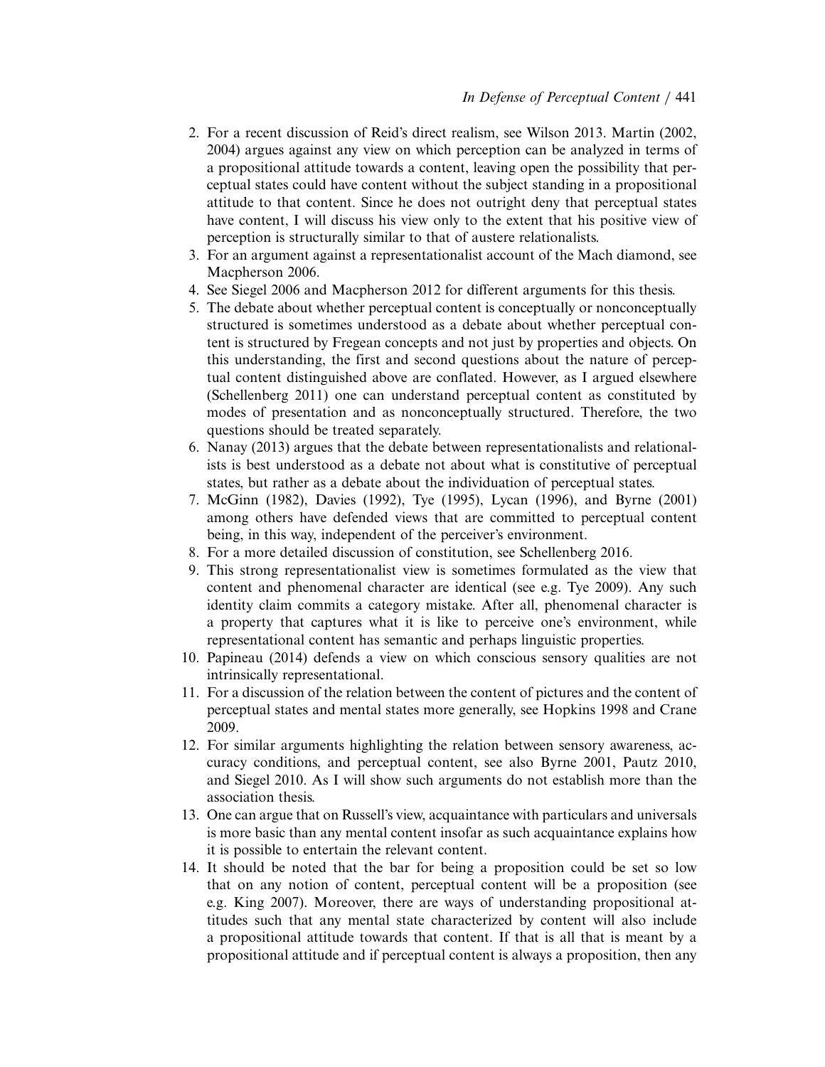2. For a recent discussion of Reid's direct realism, see Wilson 2013. Martin (2002, 2004) argues against any view on which perception can be analyzed in terms of a propositional attitude towards a content, leaving open the possibility that perceptual states could have content without the subject standing in a propositional attitude to that content. Since he does not outright deny that perceptual states have content, I will discuss his view only to the extent that his positive view of perception is structurally similar to that of austere relationalists.
3. For an argument against a representationalist account of the Mach diamond, see Macpherson 2006.
4. See Siegel 2006 and Macpherson 2012 for different arguments for this thesis.
5. The debate about whether perceptual content is conceptually or nonconceptually structured is sometimes understood as a debate about whether perceptual content is structured by Fregean concepts and not just by properties and objects. On this understanding, the first and second questions about the nature of perceptual content distinguished above are conflated. However, as I argued elsewhere (Schellenberg 2011) one can understand perceptual content as constituted by modes of presentation and as nonconceptually structured. Therefore, the two questions should be treated separately.
6. Nanay (2013) argues that the debate between representationalists and relationalists is best understood as a debate not about what is constitutive of perceptual states, but rather as a debate about the individuation of perceptual states.
7. McGinn (1982), Davies (1992), Tye (1995), Lycan (1996), and Byrne (2001) among others have defended views that are committed to perceptual content being, in this way, independent of the perceiver's environment.
8. For a more detailed discussion of constitution, see Schellenberg 2016.
9. This strong representationalist view is sometimes formulated as the view that content and phenomenal character are identical (see e.g. Tye 2009). Any such identity claim commits a category mistake. After all, phenomenal character is a property that captures what it is like to perceive one's environment, while representational content has semantic and perhaps linguistic properties.
10. Papineau (2014) defends a view on which conscious sensory qualities are not intrinsically representational.
11. For a discussion of the relation between the content of pictures and the content of perceptual states and mental states more generally, see Hopkins 1998 and Crane 2009.
12. For similar arguments highlighting the relation between sensory awareness, accuracy conditions, and perceptual content, see also Byrne 2001, Pautz 2010, and Siegel 2010. As I will show such arguments do not establish more than the association thesis.
13. One can argue that on Russell's view, acquaintance with particulars and universals is more basic than any mental content insofar as such acquaintance explains how it is possible to entertain the relevant content.
14. It should be noted that the bar for being a proposition could be set so low that on any notion of content, perceptual content will be a proposition (see e.g. King 2007). Moreover, there are ways of understanding propositional attitudes such that any mental state characterized by content will also include a propositional attitude towards that content. If that is all that is meant by a propositional attitude and if perceptual content is always a proposition, then any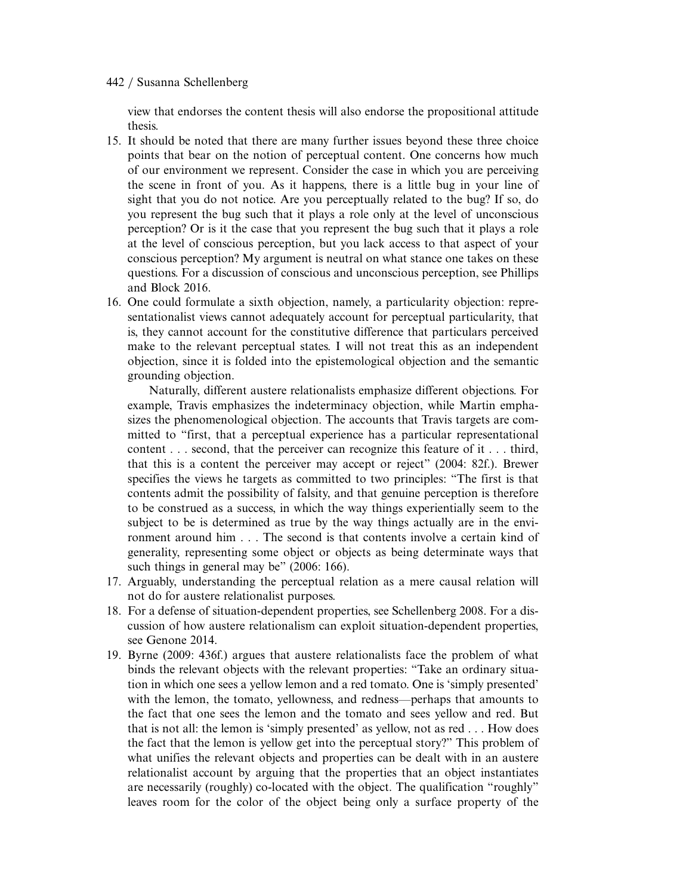view that endorses the content thesis will also endorse the propositional attitude thesis.

15. It should be noted that there are many further issues beyond these three choice points that bear on the notion of perceptual content. One concerns how much of our environment we represent. Consider the case in which you are perceiving the scene in front of you. As it happens, there is a little bug in your line of sight that you do not notice. Are you perceptually related to the bug? If so, do you represent the bug such that it plays a role only at the level of unconscious perception? Or is it the case that you represent the bug such that it plays a role at the level of conscious perception, but you lack access to that aspect of your conscious perception? My argument is neutral on what stance one takes on these questions. For a discussion of conscious and unconscious perception, see Phillips and Block 2016.
16. One could formulate a sixth objection, namely, a particularity objection: representationalist views cannot adequately account for perceptual particularity, that is, they cannot account for the constitutive difference that particulars perceived make to the relevant perceptual states. I will not treat this as an independent objection, since it is folded into the epistemological objection and the semantic grounding objection.

    Naturally, different austere relationalists emphasize different objections. For example, Travis emphasizes the indeterminacy objection, while Martin emphasizes the phenomenological objection. The accounts that Travis targets are committed to "first, that a perceptual experience has a particular representational content . . . second, that the perceiver can recognize this feature of it . . . third, that this is a content the perceiver may accept or reject" (2004: 82f.). Brewer specifies the views he targets as committed to two principles: "The first is that contents admit the possibility of falsity, and that genuine perception is therefore to be construed as a success, in which the way things experientially seem to the subject to be is determined as true by the way things actually are in the environment around him . . . The second is that contents involve a certain kind of generality, representing some object or objects as being determinate ways that such things in general may be" (2006: 166).
17. Arguably, understanding the perceptual relation as a mere causal relation will not do for austere relationalist purposes.
18. For a defense of situation-dependent properties, see Schellenberg 2008. For a discussion of how austere relationalism can exploit situation-dependent properties, see Genone 2014.
19. Byrne (2009: 436f.) argues that austere relationalists face the problem of what binds the relevant objects with the relevant properties: "Take an ordinary situation in which one sees a yellow lemon and a red tomato. One is 'simply presented' with the lemon, the tomato, yellowness, and redness—perhaps that amounts to the fact that one sees the lemon and the tomato and sees yellow and red. But that is not all: the lemon is 'simply presented' as yellow, not as red . . . How does the fact that the lemon is yellow get into the perceptual story?" This problem of what unifies the relevant objects and properties can be dealt with in an austere relationalist account by arguing that the properties that an object instantiates are necessarily (roughly) co-located with the object. The qualification "roughly" leaves room for the color of the object being only a surface property of the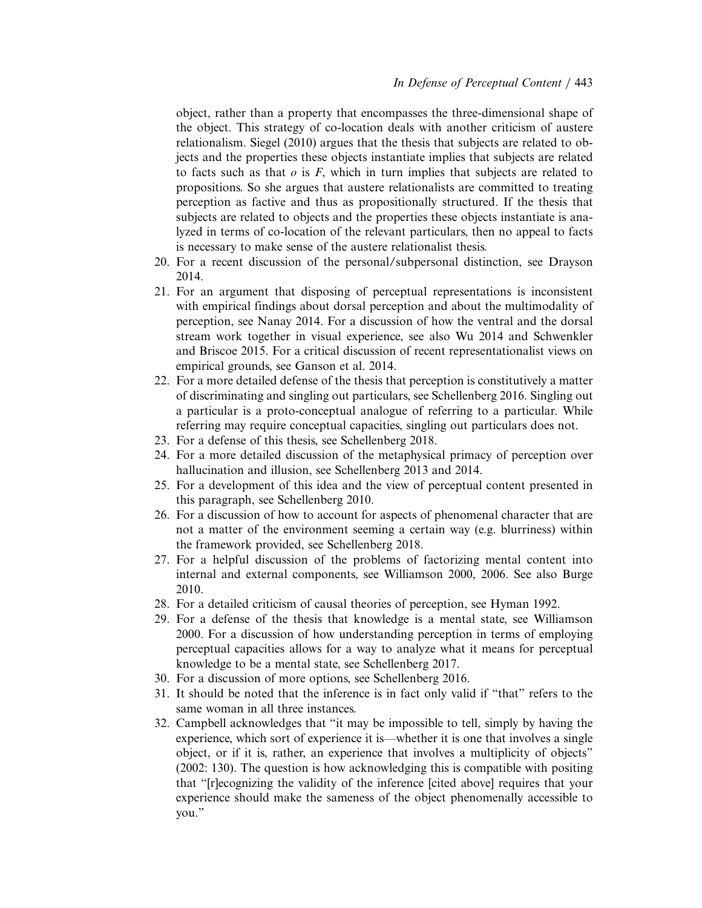object, rather than a property that encompasses the three-dimensional shape of the object. This strategy of co-location deals with another criticism of austere relationalism. Siegel (2010) argues that the thesis that subjects are related to objects and the properties these objects instantiate implies that subjects are related to facts such as that *o* is *F*, which in turn implies that subjects are related to propositions. So she argues that austere relationalists are committed to treating perception as factive and thus as propositionally structured. If the thesis that subjects are related to objects and the properties these objects instantiate is analyzed in terms of co-location of the relevant particulars, then no appeal to facts is necessary to make sense of the austere relationalist thesis.

20. For a recent discussion of the personal/subpersonal distinction, see Drayson 2014.
21. For an argument that disposing of perceptual representations is inconsistent with empirical findings about dorsal perception and about the multimodality of perception, see Nanay 2014. For a discussion of how the ventral and the dorsal stream work together in visual experience, see also Wu 2014 and Schwenkler and Briscoe 2015. For a critical discussion of recent representationalist views on empirical grounds, see Ganson et al. 2014.
22. For a more detailed defense of the thesis that perception is constitutively a matter of discriminating and singling out particulars, see Schellenberg 2016. Singling out a particular is a proto-conceptual analogue of referring to a particular. While referring may require conceptual capacities, singling out particulars does not.
23. For a defense of this thesis, see Schellenberg 2018.
24. For a more detailed discussion of the metaphysical primacy of perception over hallucination and illusion, see Schellenberg 2013 and 2014.
25. For a development of this idea and the view of perceptual content presented in this paragraph, see Schellenberg 2010.
26. For a discussion of how to account for aspects of phenomenal character that are not a matter of the environment seeming a certain way (e.g. blurriness) within the framework provided, see Schellenberg 2018.
27. For a helpful discussion of the problems of factorizing mental content into internal and external components, see Williamson 2000, 2006. See also Burge 2010.
28. For a detailed criticism of causal theories of perception, see Hyman 1992.
29. For a defense of the thesis that knowledge is a mental state, see Williamson 2000. For a discussion of how understanding perception in terms of employing perceptual capacities allows for a way to analyze what it means for perceptual knowledge to be a mental state, see Schellenberg 2017.
30. For a discussion of more options, see Schellenberg 2016.
31. It should be noted that the inference is in fact only valid if "that" refers to the same woman in all three instances.
32. Campbell acknowledges that "it may be impossible to tell, simply by having the experience, which sort of experience it is—whether it is one that involves a single object, or if it is, rather, an experience that involves a multiplicity of objects" (2002: 130). The question is how acknowledging this is compatible with positing that "[r]ecognizing the validity of the inference [cited above] requires that your experience should make the sameness of the object phenomenally accessible to you."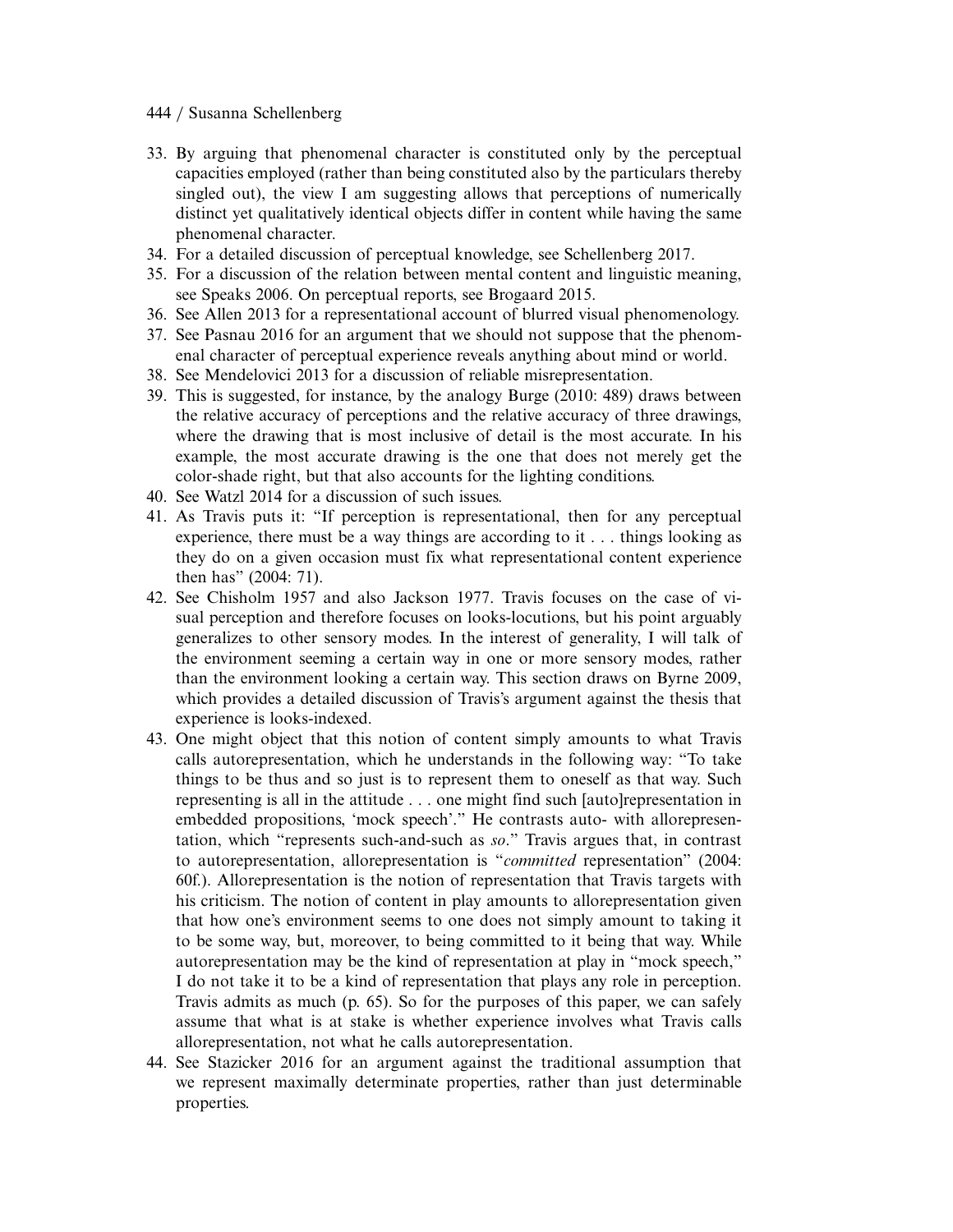33. By arguing that phenomenal character is constituted only by the perceptual capacities employed (rather than being constituted also by the particulars thereby singled out), the view I am suggesting allows that perceptions of numerically distinct yet qualitatively identical objects differ in content while having the same phenomenal character.
34. For a detailed discussion of perceptual knowledge, see Schellenberg 2017.
35. For a discussion of the relation between mental content and linguistic meaning, see Speaks 2006. On perceptual reports, see Brogaard 2015.
36. See Allen 2013 for a representational account of blurred visual phenomenology.
37. See Pasnau 2016 for an argument that we should not suppose that the phenomenal character of perceptual experience reveals anything about mind or world.
38. See Mendelovici 2013 for a discussion of reliable misrepresentation.
39. This is suggested, for instance, by the analogy Burge (2010: 489) draws between the relative accuracy of perceptions and the relative accuracy of three drawings, where the drawing that is most inclusive of detail is the most accurate. In his example, the most accurate drawing is the one that does not merely get the color-shade right, but that also accounts for the lighting conditions.
40. See Watzl 2014 for a discussion of such issues.
41. As Travis puts it: "If perception is representational, then for any perceptual experience, there must be a way things are according to it . . . things looking as they do on a given occasion must fix what representational content experience then has" (2004: 71).
42. See Chisholm 1957 and also Jackson 1977. Travis focuses on the case of visual perception and therefore focuses on looks-locutions, but his point arguably generalizes to other sensory modes. In the interest of generality, I will talk of the environment seeming a certain way in one or more sensory modes, rather than the environment looking a certain way. This section draws on Byrne 2009, which provides a detailed discussion of Travis's argument against the thesis that experience is looks-indexed.
43. One might object that this notion of content simply amounts to what Travis calls autorepresentation, which he understands in the following way: "To take things to be thus and so just is to represent them to oneself as that way. Such representing is all in the attitude . . . one might find such [auto]representation in embedded propositions, 'mock speech'." He contrasts auto- with allorepresentation, which "represents such-and-such as *so*." Travis argues that, in contrast to autorepresentation, allorepresentation is "*committed* representation" (2004: 60f.). Allorepresentation is the notion of representation that Travis targets with his criticism. The notion of content in play amounts to allorepresentation given that how one's environment seems to one does not simply amount to taking it to be some way, but, moreover, to being committed to it being that way. While autorepresentation may be the kind of representation at play in "mock speech," I do not take it to be a kind of representation that plays any role in perception. Travis admits as much (p. 65). So for the purposes of this paper, we can safely assume that what is at stake is whether experience involves what Travis calls allorepresentation, not what he calls autorepresentation.
44. See Stazicker 2016 for an argument against the traditional assumption that we represent maximally determinate properties, rather than just determinable properties.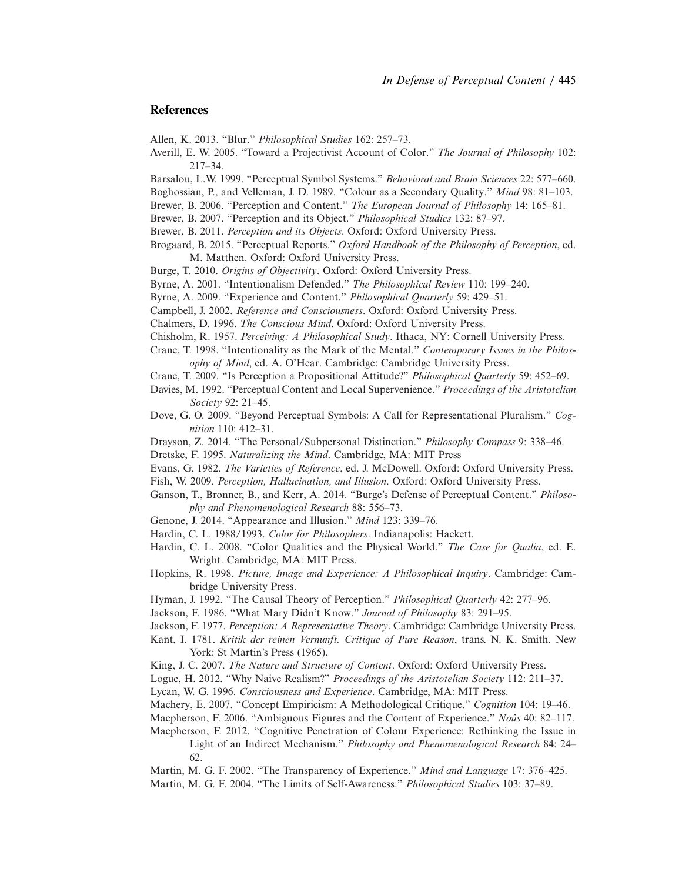## References

Allen, K. 2013. "Blur." *Philosophical Studies* 162: 257–73.

Averill, E. W. 2005. "Toward a Projectivist Account of Color." *The Journal of Philosophy* 102: 217–34.

Barsalou, L.W. 1999. "Perceptual Symbol Systems." *Behavioral and Brain Sciences* 22: 577–660.

Boghossian, P., and Velleman, J. D. 1989. "Colour as a Secondary Quality." *Mind* 98: 81–103.

Brewer, B. 2006. "Perception and Content." *The European Journal of Philosophy* 14: 165–81.

Brewer, B. 2007. "Perception and its Object." *Philosophical Studies* 132: 87–97.

Brewer, B. 2011. *Perception and its Objects*. Oxford: Oxford University Press.

Brogaard, B. 2015. "Perceptual Reports." *Oxford Handbook of the Philosophy of Perception*, ed. M. Matthen. Oxford: Oxford University Press.

Burge, T. 2010. *Origins of Objectivity*. Oxford: Oxford University Press.

Byrne, A. 2001. "Intentionalism Defended." *The Philosophical Review* 110: 199–240.

Byrne, A. 2009. "Experience and Content." *Philosophical Quarterly* 59: 429–51.

Campbell, J. 2002. *Reference and Consciousness*. Oxford: Oxford University Press.

Chalmers, D. 1996. *The Conscious Mind*. Oxford: Oxford University Press.

Chisholm, R. 1957. *Perceiving: A Philosophical Study*. Ithaca, NY: Cornell University Press.

Crane, T. 1998. "Intentionality as the Mark of the Mental." *Contemporary Issues in the Philosophy of Mind*, ed. A. O'Hear. Cambridge: Cambridge University Press.

Crane, T. 2009. "Is Perception a Propositional Attitude?" *Philosophical Quarterly* 59: 452–69.

Davies, M. 1992. "Perceptual Content and Local Supervenience." *Proceedings of the Aristotelian Society* 92: 21–45.

Dove, G. O. 2009. "Beyond Perceptual Symbols: A Call for Representational Pluralism." *Cognition* 110: 412–31.

Drayson, Z. 2014. "The Personal/Subpersonal Distinction." *Philosophy Compass* 9: 338–46.

Dretske, F. 1995. *Naturalizing the Mind*. Cambridge, MA: MIT Press

Evans, G. 1982. *The Varieties of Reference*, ed. J. McDowell. Oxford: Oxford University Press.

Fish, W. 2009. *Perception, Hallucination, and Illusion*. Oxford: Oxford University Press.

Ganson, T., Bronner, B., and Kerr, A. 2014. "Burge's Defense of Perceptual Content." *Philosophy and Phenomenological Research* 88: 556–73.

Genone, J. 2014. "Appearance and Illusion." *Mind* 123: 339–76.

Hardin, C. L. 1988/1993. *Color for Philosophers*. Indianapolis: Hackett.

Hardin, C. L. 2008. "Color Qualities and the Physical World." *The Case for Qualia*, ed. E. Wright. Cambridge, MA: MIT Press.

Hopkins, R. 1998. *Picture, Image and Experience: A Philosophical Inquiry*. Cambridge: Cambridge University Press.

Hyman, J. 1992. "The Causal Theory of Perception." *Philosophical Quarterly* 42: 277–96.

Jackson, F. 1986. "What Mary Didn't Know." *Journal of Philosophy* 83: 291–95.

Jackson, F. 1977. *Perception: A Representative Theory*. Cambridge: Cambridge University Press.

Kant, I. 1781. *Kritik der reinen Vernunft. Critique of Pure Reason*, trans. N. K. Smith. New York: St Martin's Press (1965).

King, J. C. 2007. *The Nature and Structure of Content*. Oxford: Oxford University Press.

Logue, H. 2012. "Why Naive Realism?" *Proceedings of the Aristotelian Society* 112: 211–37.

Lycan, W. G. 1996. *Consciousness and Experience*. Cambridge, MA: MIT Press.

Machery, E. 2007. "Concept Empiricism: A Methodological Critique." *Cognition* 104: 19–46.

Macpherson, F. 2006. "Ambiguous Figures and the Content of Experience." *Noûs* 40: 82–117.

Macpherson, F. 2012. "Cognitive Penetration of Colour Experience: Rethinking the Issue in Light of an Indirect Mechanism." *Philosophy and Phenomenological Research* 84: 24–62.

Martin, M. G. F. 2002. "The Transparency of Experience." *Mind and Language* 17: 376–425.

Martin, M. G. F. 2004. "The Limits of Self-Awareness." *Philosophical Studies* 103: 37–89.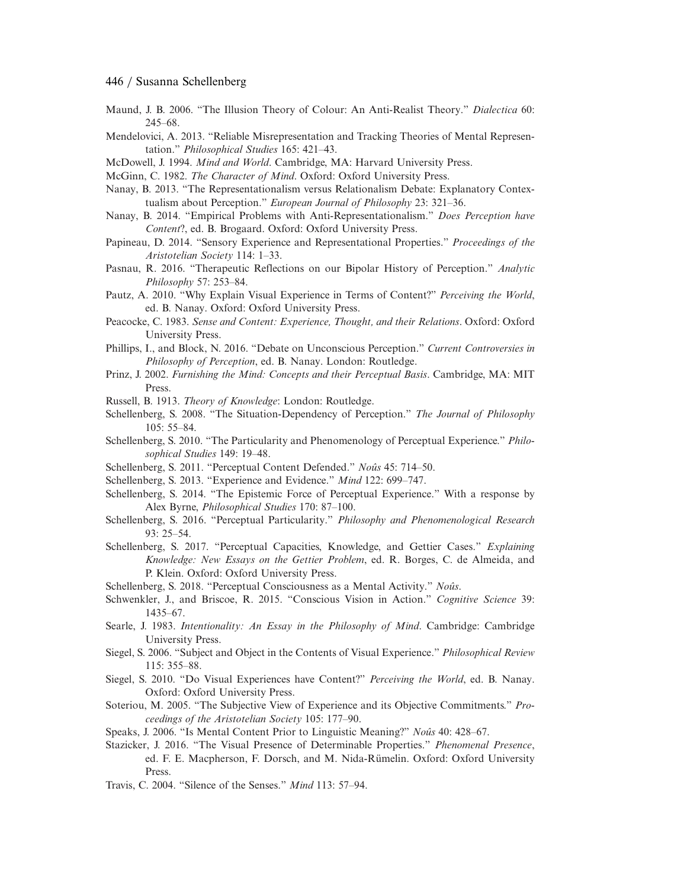Maund, J. B. 2006. "The Illusion Theory of Colour: An Anti-Realist Theory." *Dialectica* 60: 245–68.

Mendelovici, A. 2013. "Reliable Misrepresentation and Tracking Theories of Mental Representation." *Philosophical Studies* 165: 421–43.

McDowell, J. 1994. *Mind and World*. Cambridge, MA: Harvard University Press.

McGinn, C. 1982. *The Character of Mind*. Oxford: Oxford University Press.

Nanay, B. 2013. "The Representationalism versus Relationalism Debate: Explanatory Contextualism about Perception." *European Journal of Philosophy* 23: 321–36.

Nanay, B. 2014. "Empirical Problems with Anti-Representationalism." *Does Perception have Content*?, ed. B. Brogaard. Oxford: Oxford University Press.

Papineau, D. 2014. "Sensory Experience and Representational Properties." *Proceedings of the Aristotelian Society* 114: 1–33.

Pasnau, R. 2016. "Therapeutic Reflections on our Bipolar History of Perception." *Analytic Philosophy* 57: 253–84.

Pautz, A. 2010. "Why Explain Visual Experience in Terms of Content?" *Perceiving the World*, ed. B. Nanay. Oxford: Oxford University Press.

Peacocke, C. 1983. *Sense and Content: Experience, Thought, and their Relations*. Oxford: Oxford University Press.

Phillips, I., and Block, N. 2016. "Debate on Unconscious Perception." *Current Controversies in Philosophy of Perception*, ed. B. Nanay. London: Routledge.

Prinz, J. 2002. *Furnishing the Mind: Concepts and their Perceptual Basis*. Cambridge, MA: MIT Press.

Russell, B. 1913. *Theory of Knowledge*: London: Routledge.

Schellenberg, S. 2008. "The Situation-Dependency of Perception." *The Journal of Philosophy* 105: 55–84.

Schellenberg, S. 2010. "The Particularity and Phenomenology of Perceptual Experience." *Philosophical Studies* 149: 19–48.

Schellenberg, S. 2011. "Perceptual Content Defended." *Noûs* 45: 714–50.

Schellenberg, S. 2013. "Experience and Evidence." *Mind* 122: 699–747.

Schellenberg, S. 2014. "The Epistemic Force of Perceptual Experience." With a response by Alex Byrne, *Philosophical Studies* 170: 87–100.

Schellenberg, S. 2016. "Perceptual Particularity." *Philosophy and Phenomenological Research* 93: 25–54.

Schellenberg, S. 2017. "Perceptual Capacities, Knowledge, and Gettier Cases." *Explaining Knowledge: New Essays on the Gettier Problem*, ed. R. Borges, C. de Almeida, and P. Klein. Oxford: Oxford University Press.

Schellenberg, S. 2018. "Perceptual Consciousness as a Mental Activity." *Noûs*.

Schwenkler, J., and Briscoe, R. 2015. "Conscious Vision in Action." *Cognitive Science* 39: 1435–67.

Searle, J. 1983. *Intentionality: An Essay in the Philosophy of Mind*. Cambridge: Cambridge University Press.

Siegel, S. 2006. "Subject and Object in the Contents of Visual Experience." *Philosophical Review* 115: 355–88.

Siegel, S. 2010. "Do Visual Experiences have Content?" *Perceiving the World*, ed. B. Nanay. Oxford: Oxford University Press.

Soteriou, M. 2005. "The Subjective View of Experience and its Objective Commitments." *Proceedings of the Aristotelian Society* 105: 177–90.

Speaks, J. 2006. "Is Mental Content Prior to Linguistic Meaning?" *Noûs* 40: 428–67.

Stazicker, J. 2016. "The Visual Presence of Determinable Properties." *Phenomenal Presence*, ed. F. E. Macpherson, F. Dorsch, and M. Nida-Rümelin. Oxford: Oxford University Press.

Travis, C. 2004. "Silence of the Senses." *Mind* 113: 57–94.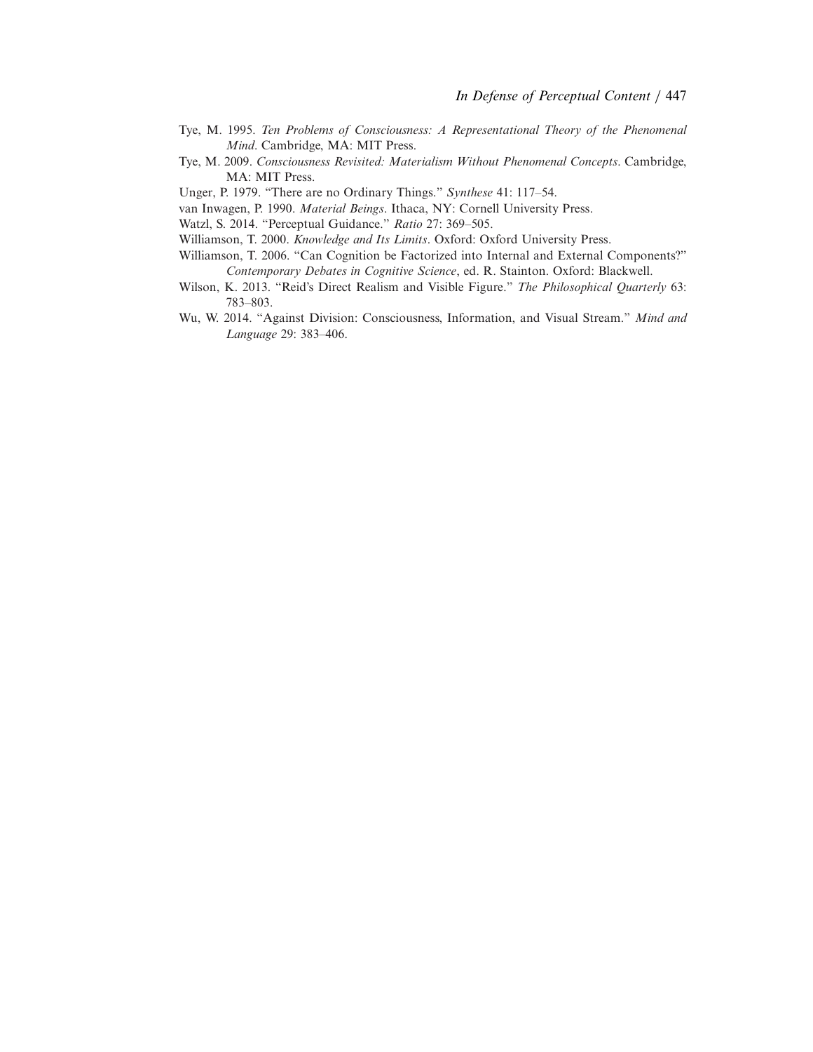Tye, M. 1995. *Ten Problems of Consciousness: A Representational Theory of the Phenomenal Mind*. Cambridge, MA: MIT Press.

Tye, M. 2009. *Consciousness Revisited: Materialism Without Phenomenal Concepts*. Cambridge, MA: MIT Press.

Unger, P. 1979. "There are no Ordinary Things." *Synthese* 41: 117–54.

van Inwagen, P. 1990. *Material Beings*. Ithaca, NY: Cornell University Press.

Watzl, S. 2014. "Perceptual Guidance." *Ratio* 27: 369–505.

Williamson, T. 2000. *Knowledge and Its Limits*. Oxford: Oxford University Press.

Williamson, T. 2006. "Can Cognition be Factorized into Internal and External Components?" *Contemporary Debates in Cognitive Science*, ed. R. Stainton. Oxford: Blackwell.

Wilson, K. 2013. "Reid's Direct Realism and Visible Figure." *The Philosophical Quarterly* 63: 783–803.

Wu, W. 2014. "Against Division: Consciousness, Information, and Visual Stream." *Mind and Language* 29: 383–406.